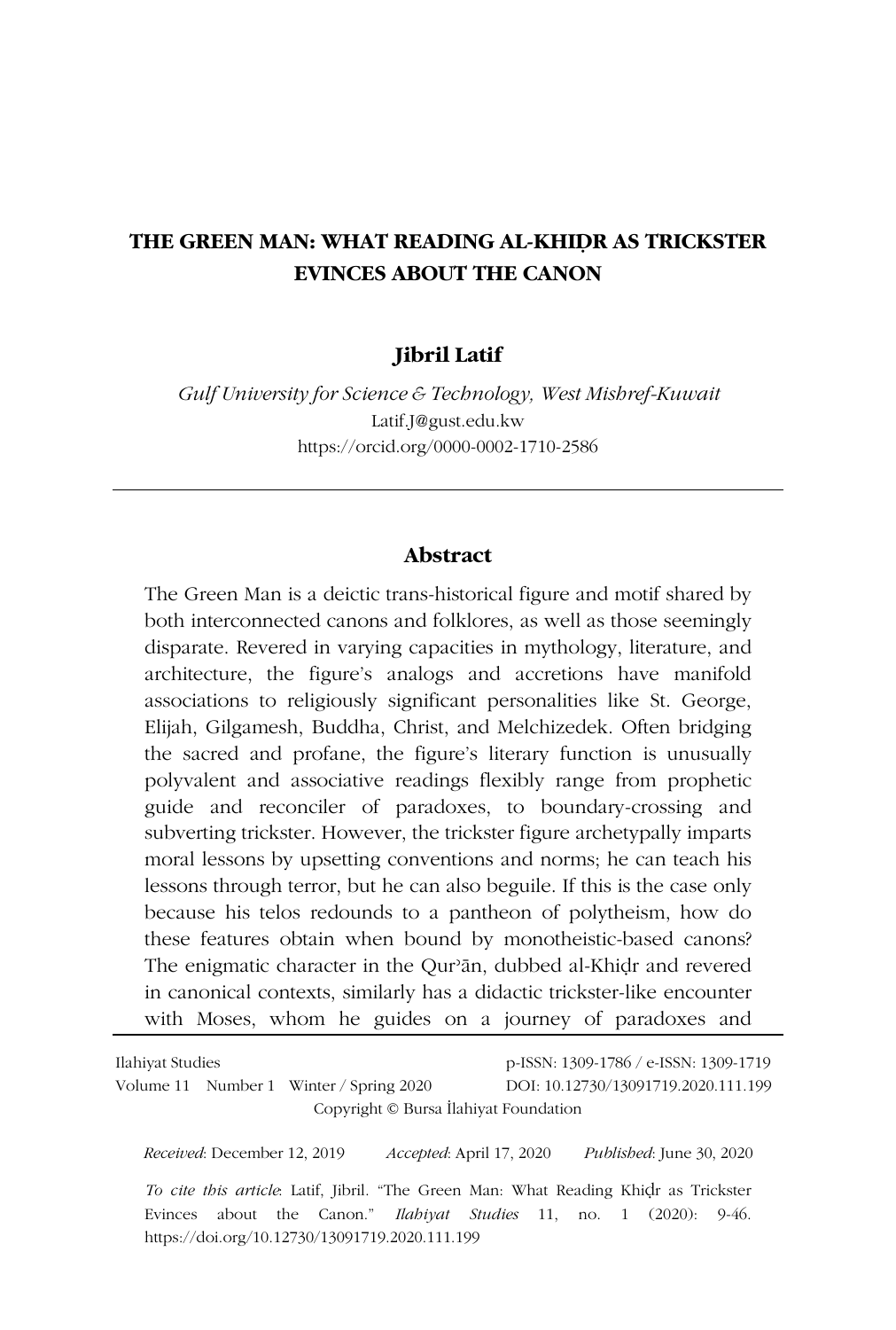# THE GREEN MAN: WHAT READING AL-KHIḌR AS TRICKSTER EVINCES ABOUT THE CANON

**Jibril Latif**

*Gulf University for Science & Technology, West Mishref-Kuwait*

Latif.J@gust.edu.kw

https://orcid.org/0000-0002-1710-2586

---

## Abstract

The Green Man is a deictic trans-historical figure and motif shared by both interconnected canons and folklores, as well as those seemingly disparate. Revered in varying capacities in mythology, literature, and architecture, the figure's analogs and accretions have manifold associations to religiously significant personalities like St. George, Elijah, Gilgamesh, Buddha, Christ, and Melchizedek. Often bridging the sacred and profane, the figure's literary function is unusually polyvalent and associative readings flexibly range from prophetic guide and reconciler of paradoxes, to boundary-crossing and subverting trickster. However, the trickster figure archetypally imparts moral lessons by upsetting conventions and norms; he can teach his lessons through terror, but he can also beguile. If this is the case only because his telos redounds to a pantheon of polytheism, how do these features obtain when bound by monotheistic-based canons? The enigmatic character in the Qurʾān, dubbed al-Khiḍr and revered in canonical contexts, similarly has a didactic trickster-like encounter with Moses, whom he guides on a journey of paradoxes and

---

Ilahiyat Studies p-ISSN: 1309-1786 / e-ISSN: 1309-1719

Volume 11 Number 1 Winter / Spring 2020 DOI: 10.12730/13091719.2020.111.199

Copyright © Bursa İlahiyat Foundation

*Received*: December 12, 2019 *Accepted*: April 17, 2020 *Published*: June 30, 2020

*To cite this article*: Latif, Jibril. "The Green Man: What Reading Khiḍr as Trickster Evinces about the Canon." *Ilahiyat Studies* 11, no. 1 (2020): 9-46. https://doi.org/10.12730/13091719.2020.111.199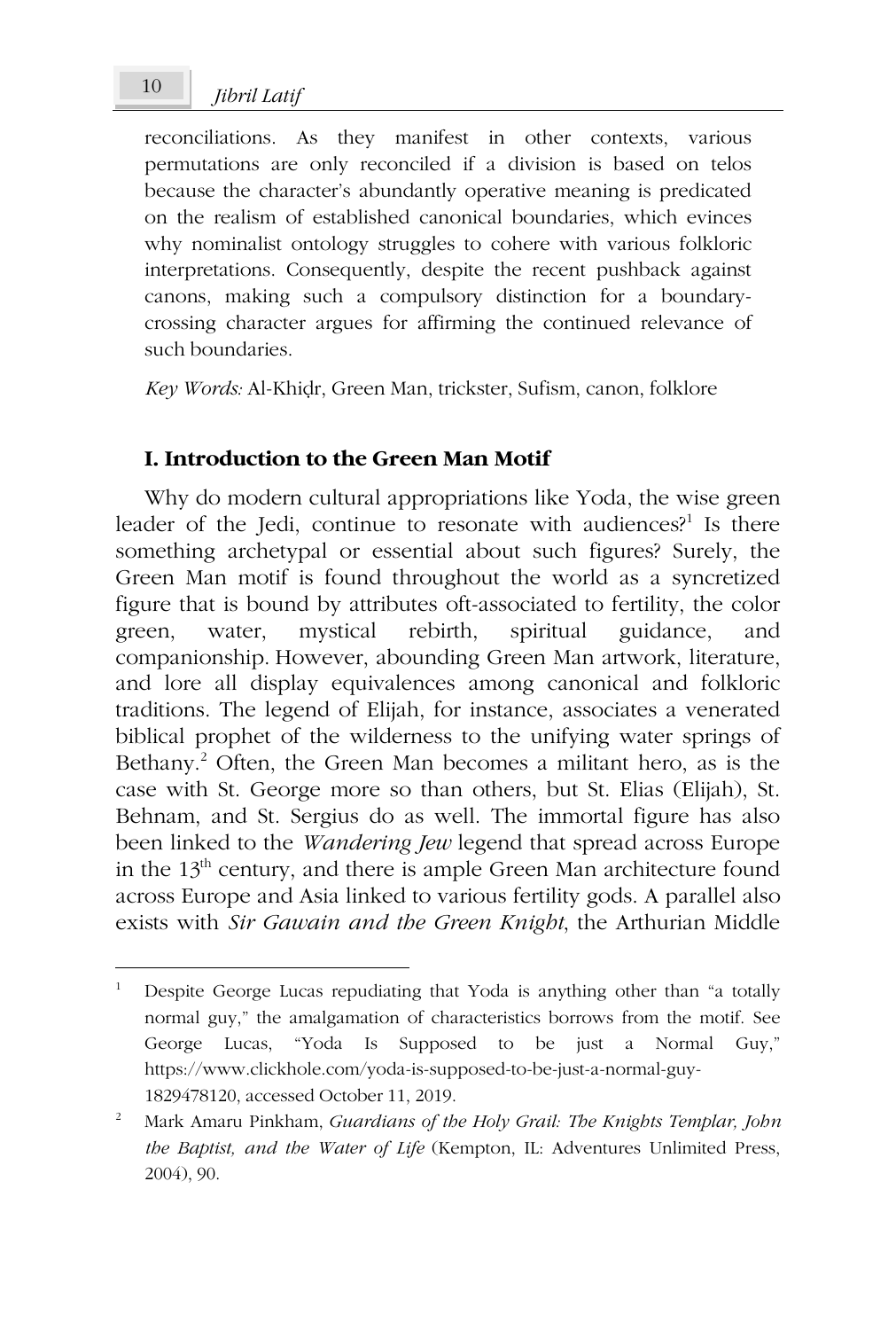reconciliations. As they manifest in other contexts, various permutations are only reconciled if a division is based on telos because the character's abundantly operative meaning is predicated on the realism of established canonical boundaries, which evinces why nominalist ontology struggles to cohere with various folkloric interpretations. Consequently, despite the recent pushback against canons, making such a compulsory distinction for a boundary-crossing character argues for affirming the continued relevance of such boundaries.

*Key Words:* Al-Khiḍr, Green Man, trickster, Sufism, canon, folklore

## I. Introduction to the Green Man Motif

Why do modern cultural appropriations like Yoda, the wise green leader of the Jedi, continue to resonate with audiences?[1] Is there something archetypal or essential about such figures? Surely, the Green Man motif is found throughout the world as a syncretized figure that is bound by attributes oft-associated to fertility, the color green, water, mystical rebirth, spiritual guidance, and companionship. However, abounding Green Man artwork, literature, and lore all display equivalences among canonical and folkloric traditions. The legend of Elijah, for instance, associates a venerated biblical prophet of the wilderness to the unifying water springs of Bethany.[2] Often, the Green Man becomes a militant hero, as is the case with St. George more so than others, but St. Elias (Elijah), St. Behnam, and St. Sergius do as well. The immortal figure has also been linked to the *Wandering Jew* legend that spread across Europe in the 13th century, and there is ample Green Man architecture found across Europe and Asia linked to various fertility gods. A parallel also exists with *Sir Gawain and the Green Knight*, the Arthurian Middle

---

[1] Despite George Lucas repudiating that Yoda is anything other than "a totally normal guy," the amalgamation of characteristics borrows from the motif. See George Lucas, "Yoda Is Supposed to be just a Normal Guy," https://www.clickhole.com/yoda-is-supposed-to-be-just-a-normal-guy-1829478120, accessed October 11, 2019.

[2] Mark Amaru Pinkham, *Guardians of the Holy Grail: The Knights Templar, John the Baptist, and the Water of Life* (Kempton, IL: Adventures Unlimited Press, 2004), 90.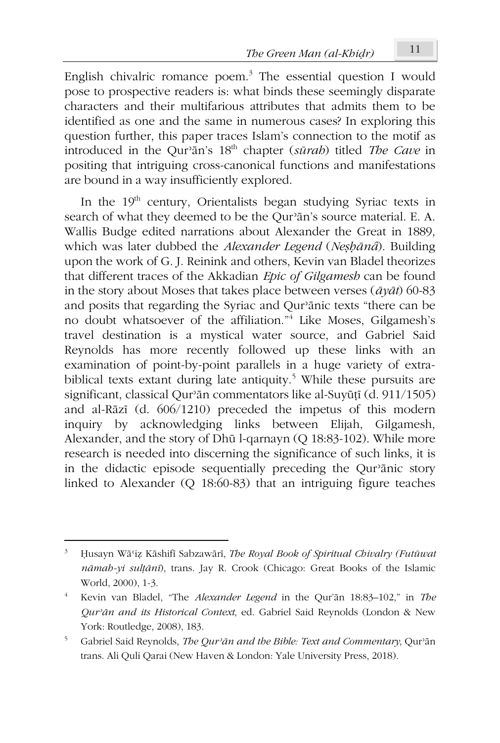English chivalric romance poem.[3] The essential question I would pose to prospective readers is: what binds these seemingly disparate characters and their multifarious attributes that admits them to be identified as one and the same in numerous cases? In exploring this question further, this paper traces Islam's connection to the motif as introduced in the Qurʾān's 18th chapter (*sūrah*) titled *The Cave* in positing that intriguing cross-canonical functions and manifestations are bound in a way insufficiently explored.

In the 19th century, Orientalists began studying Syriac texts in search of what they deemed to be the Qurʾān's source material. E. A. Wallis Budge edited narrations about Alexander the Great in 1889, which was later dubbed the *Alexander Legend* (*Neṣḥānâ*). Building upon the work of G. J. Reinink and others, Kevin van Bladel theorizes that different traces of the Akkadian *Epic of Gilgamesh* can be found in the story about Moses that takes place between verses (*āyāt*) 60-83 and posits that regarding the Syriac and Qurʾānic texts "there can be no doubt whatsoever of the affiliation."[4] Like Moses, Gilgamesh's travel destination is a mystical water source, and Gabriel Said Reynolds has more recently followed up these links with an examination of point-by-point parallels in a huge variety of extra-biblical texts extant during late antiquity.[5] While these pursuits are significant, classical Qurʾān commentators like al-Suyūṭī (d. 911/1505) and al-Rāzī (d. 606/1210) preceded the impetus of this modern inquiry by acknowledging links between Elijah, Gilgamesh, Alexander, and the story of Dhū l-qarnayn (Q 18:83-102). While more research is needed into discerning the significance of such links, it is in the didactic episode sequentially preceding the Qurʾānic story linked to Alexander (Q 18:60-83) that an intriguing figure teaches

---

[3] Ḥusayn Wāʿiẓ Kāshifī Sabzawārī, *The Royal Book of Spiritual Chivalry (Futūwat nāmah-yi sulṭānī)*, trans. Jay R. Crook (Chicago: Great Books of the Islamic World, 2000), 1-3.

[4] Kevin van Bladel, "The *Alexander Legend* in the Qur'ān 18:83–102," in *The Qurʾān and its Historical Context*, ed. Gabriel Said Reynolds (London & New York: Routledge, 2008), 183.

[5] Gabriel Said Reynolds, *The Qurʾān and the Bible: Text and Commentary*, Qurʾān trans. Ali Quli Qarai (New Haven & London: Yale University Press, 2018).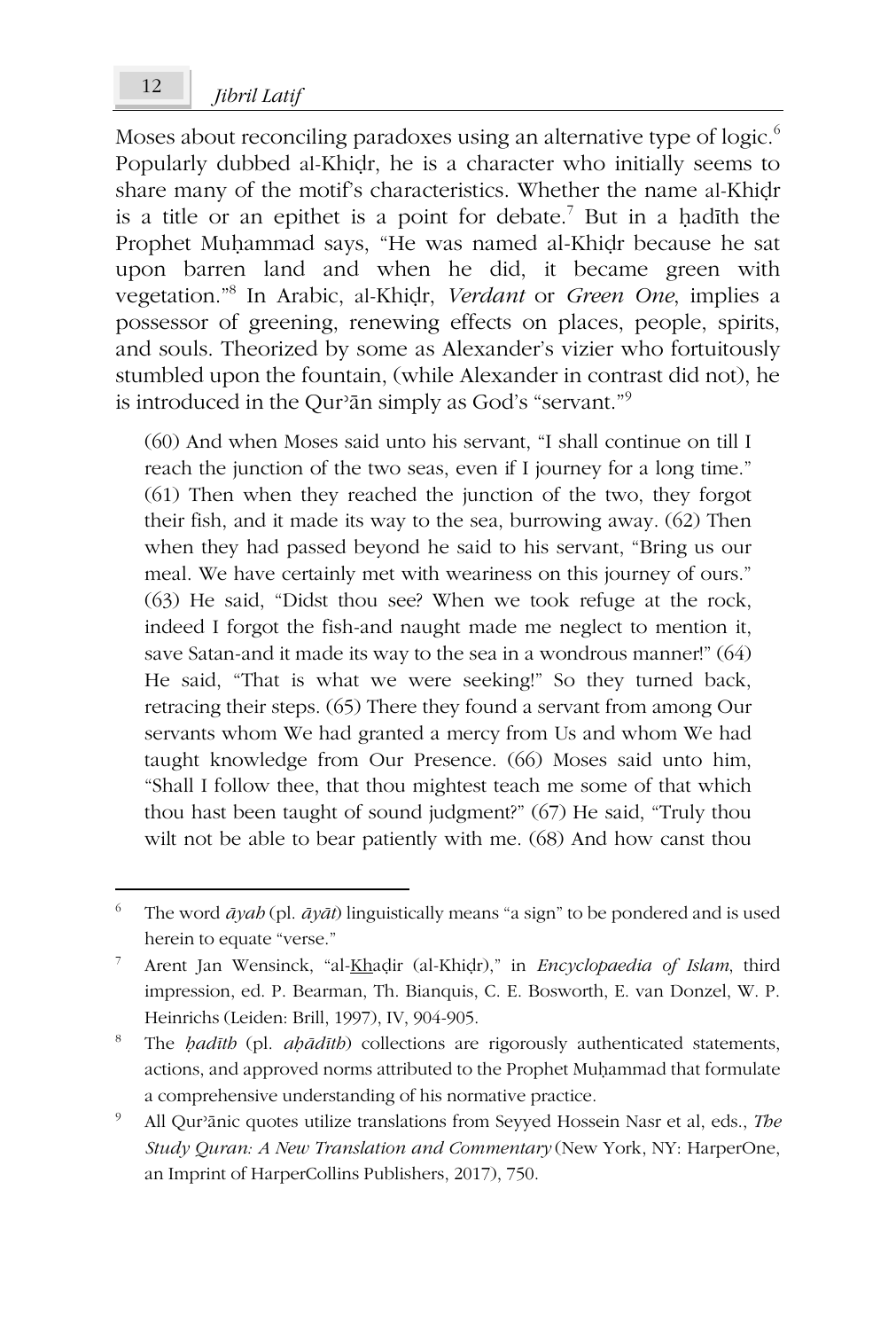Moses about reconciling paradoxes using an alternative type of logic.[6] Popularly dubbed al-Khiḍr, he is a character who initially seems to share many of the motif's characteristics. Whether the name al-Khiḍr is a title or an epithet is a point for debate.[7] But in a ḥadīth the Prophet Muḥammad says, "He was named al-Khiḍr because he sat upon barren land and when he did, it became green with vegetation."[8] In Arabic, al-Khiḍr, *Verdant* or *Green One*, implies a possessor of greening, renewing effects on places, people, spirits, and souls. Theorized by some as Alexander's vizier who fortuitously stumbled upon the fountain, (while Alexander in contrast did not), he is introduced in the Qurʾān simply as God's "servant."[9]

> (60) And when Moses said unto his servant, "I shall continue on till I reach the junction of the two seas, even if I journey for a long time." (61) Then when they reached the junction of the two, they forgot their fish, and it made its way to the sea, burrowing away. (62) Then when they had passed beyond he said to his servant, "Bring us our meal. We have certainly met with weariness on this journey of ours." (63) He said, "Didst thou see? When we took refuge at the rock, indeed I forgot the fish-and naught made me neglect to mention it, save Satan-and it made its way to the sea in a wondrous manner!" (64) He said, "That is what we were seeking!" So they turned back, retracing their steps. (65) There they found a servant from among Our servants whom We had granted a mercy from Us and whom We had taught knowledge from Our Presence. (66) Moses said unto him, "Shall I follow thee, that thou mightest teach me some of that which thou hast been taught of sound judgment?" (67) He said, "Truly thou wilt not be able to bear patiently with me. (68) And how canst thou

---

[6] The word *āyah* (pl. *āyāt*) linguistically means "a sign" to be pondered and is used herein to equate "verse."

[7] Arent Jan Wensinck, "al-Khaḍir (al-Khiḍr)," in *Encyclopaedia of Islam*, third impression, ed. P. Bearman, Th. Bianquis, C. E. Bosworth, E. van Donzel, W. P. Heinrichs (Leiden: Brill, 1997), IV, 904-905.

[8] The *ḥadīth* (pl. *aḥādīth*) collections are rigorously authenticated statements, actions, and approved norms attributed to the Prophet Muḥammad that formulate a comprehensive understanding of his normative practice.

[9] All Qurʾānic quotes utilize translations from Seyyed Hossein Nasr et al, eds., *The Study Quran: A New Translation and Commentary* (New York, NY: HarperOne, an Imprint of HarperCollins Publishers, 2017), 750.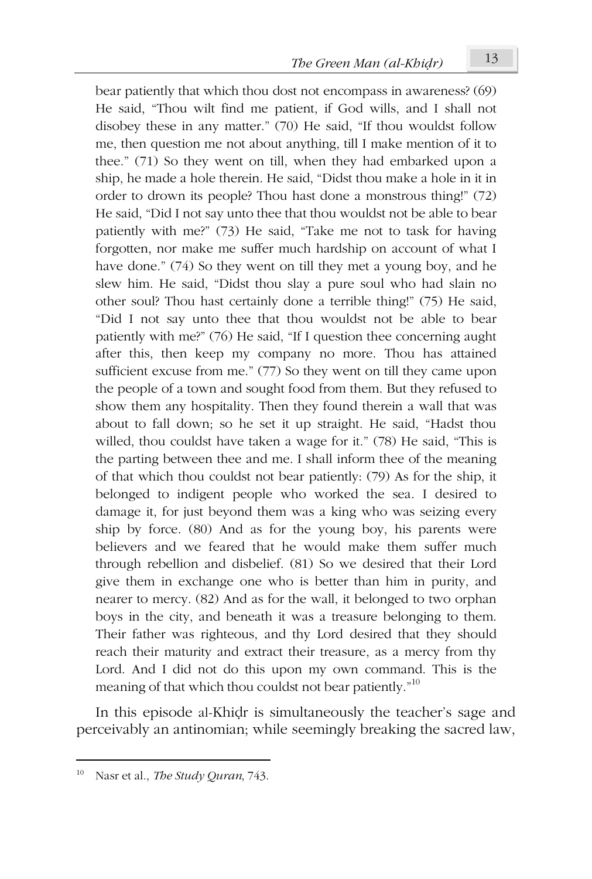bear patiently that which thou dost not encompass in awareness? (69) He said, "Thou wilt find me patient, if God wills, and I shall not disobey these in any matter." (70) He said, "If thou wouldst follow me, then question me not about anything, till I make mention of it to thee." (71) So they went on till, when they had embarked upon a ship, he made a hole therein. He said, "Didst thou make a hole in it in order to drown its people? Thou hast done a monstrous thing!" (72) He said, "Did I not say unto thee that thou wouldst not be able to bear patiently with me?" (73) He said, "Take me not to task for having forgotten, nor make me suffer much hardship on account of what I have done." (74) So they went on till they met a young boy, and he slew him. He said, "Didst thou slay a pure soul who had slain no other soul? Thou hast certainly done a terrible thing!" (75) He said, "Did I not say unto thee that thou wouldst not be able to bear patiently with me?" (76) He said, "If I question thee concerning aught after this, then keep my company no more. Thou has attained sufficient excuse from me." (77) So they went on till they came upon the people of a town and sought food from them. But they refused to show them any hospitality. Then they found therein a wall that was about to fall down; so he set it up straight. He said, "Hadst thou willed, thou couldst have taken a wage for it." (78) He said, "This is the parting between thee and me. I shall inform thee of the meaning of that which thou couldst not bear patiently: (79) As for the ship, it belonged to indigent people who worked the sea. I desired to damage it, for just beyond them was a king who was seizing every ship by force. (80) And as for the young boy, his parents were believers and we feared that he would make them suffer much through rebellion and disbelief. (81) So we desired that their Lord give them in exchange one who is better than him in purity, and nearer to mercy. (82) And as for the wall, it belonged to two orphan boys in the city, and beneath it was a treasure belonging to them. Their father was righteous, and thy Lord desired that they should reach their maturity and extract their treasure, as a mercy from thy Lord. And I did not do this upon my own command. This is the meaning of that which thou couldst not bear patiently."[10]

In this episode al-Khiḍr is simultaneously the teacher's sage and perceivably an antinomian; while seemingly breaking the sacred law,

[10] Nasr et al., *The Study Quran*, 743.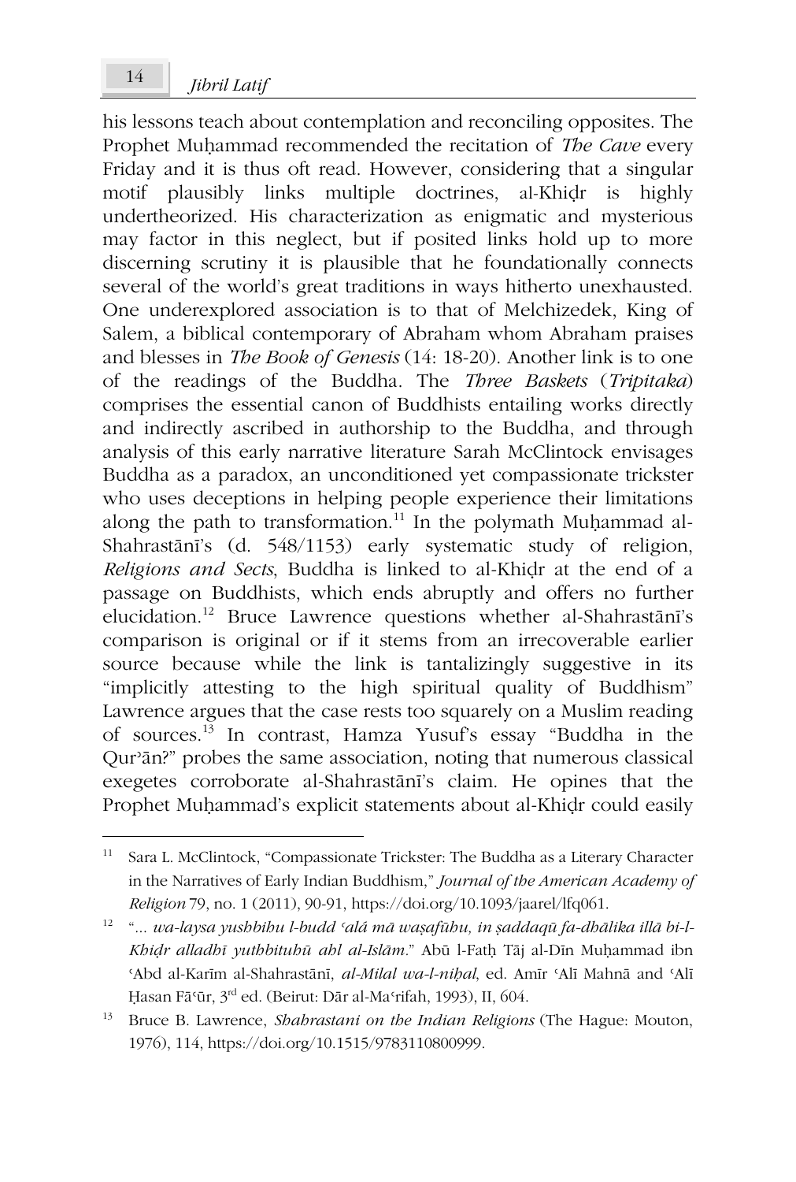his lessons teach about contemplation and reconciling opposites. The Prophet Muḥammad recommended the recitation of *The Cave* every Friday and it is thus oft read. However, considering that a singular motif plausibly links multiple doctrines, al-Khiḍr is highly undertheorized. His characterization as enigmatic and mysterious may factor in this neglect, but if posited links hold up to more discerning scrutiny it is plausible that he foundationally connects several of the world's great traditions in ways hitherto unexhausted. One underexplored association is to that of Melchizedek, King of Salem, a biblical contemporary of Abraham whom Abraham praises and blesses in *The Book of Genesis* (14: 18-20). Another link is to one of the readings of the Buddha. The *Three Baskets* (*Tripitaka*) comprises the essential canon of Buddhists entailing works directly and indirectly ascribed in authorship to the Buddha, and through analysis of this early narrative literature Sarah McClintock envisages Buddha as a paradox, an unconditioned yet compassionate trickster who uses deceptions in helping people experience their limitations along the path to transformation.[11] In the polymath Muḥammad al-Shahrastānī's (d. 548/1153) early systematic study of religion, *Religions and Sects*, Buddha is linked to al-Khiḍr at the end of a passage on Buddhists, which ends abruptly and offers no further elucidation.[12] Bruce Lawrence questions whether al-Shahrastānī's comparison is original or if it stems from an irrecoverable earlier source because while the link is tantalizingly suggestive in its "implicitly attesting to the high spiritual quality of Buddhism" Lawrence argues that the case rests too squarely on a Muslim reading of sources.[13] In contrast, Hamza Yusuf's essay "Buddha in the Qurʾān?" probes the same association, noting that numerous classical exegetes corroborate al-Shahrastānī's claim. He opines that the Prophet Muḥammad's explicit statements about al-Khiḍr could easily

---

[11] Sara L. McClintock, "Compassionate Trickster: The Buddha as a Literary Character in the Narratives of Early Indian Buddhism," *Journal of the American Academy of Religion* 79, no. 1 (2011), 90-91, https://doi.org/10.1093/jaarel/lfq061.

[12] "... *wa-laysa yushbihu l-budd ʿalá mā waṣafūhu, in ṣaddaqū fa-dhālika illā bi-l-Khiḍr alladhī yuthbituhū ahl al-Islām*." Abū l-Fatḥ Tāj al-Dīn Muḥammad ibn ʿAbd al-Karīm al-Shahrastānī, *al-Milal wa-l-niḥal*, ed. Amīr ʿAlī Mahnā and ʿAlī Ḥasan Fāʿūr, 3rd ed. (Beirut: Dār al-Maʿrifah, 1993), II, 604.

[13] Bruce B. Lawrence, *Shahrastani on the Indian Religions* (The Hague: Mouton, 1976), 114, https://doi.org/10.1515/9783110800999.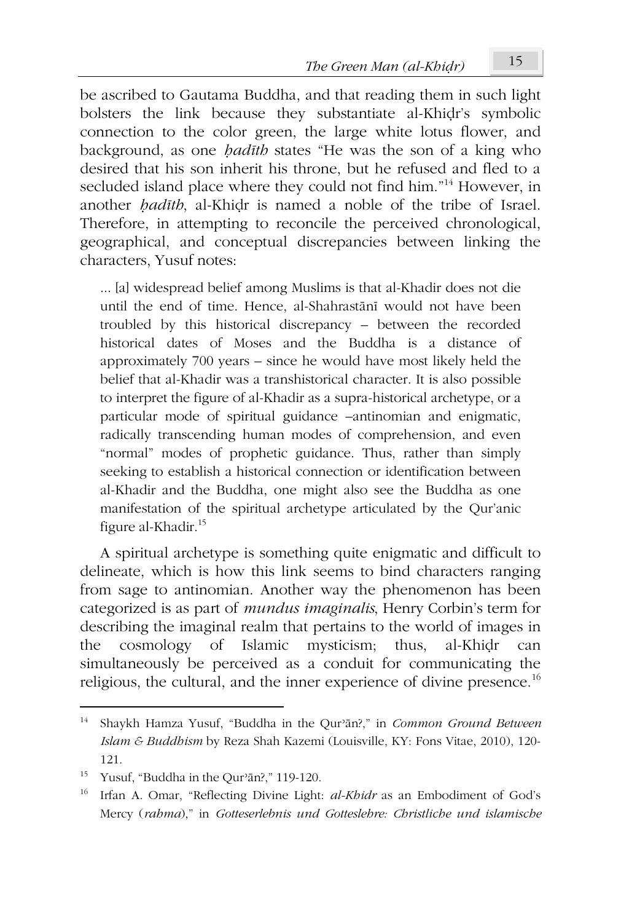be ascribed to Gautama Buddha, and that reading them in such light bolsters the link because they substantiate al-Khiḍr's symbolic connection to the color green, the large white lotus flower, and background, as one *ḥadīth* states "He was the son of a king who desired that his son inherit his throne, but he refused and fled to a secluded island place where they could not find him."[14] However, in another *ḥadīth*, al-Khiḍr is named a noble of the tribe of Israel. Therefore, in attempting to reconcile the perceived chronological, geographical, and conceptual discrepancies between linking the characters, Yusuf notes:

> ... [a] widespread belief among Muslims is that al-Khadir does not die until the end of time. Hence, al-Shahrastānī would not have been troubled by this historical discrepancy – between the recorded historical dates of Moses and the Buddha is a distance of approximately 700 years – since he would have most likely held the belief that al-Khadir was a transhistorical character. It is also possible to interpret the figure of al-Khadir as a supra-historical archetype, or a particular mode of spiritual guidance –antinomian and enigmatic, radically transcending human modes of comprehension, and even "normal" modes of prophetic guidance. Thus, rather than simply seeking to establish a historical connection or identification between al-Khadir and the Buddha, one might also see the Buddha as one manifestation of the spiritual archetype articulated by the Qur'anic figure al-Khadir.[15]

A spiritual archetype is something quite enigmatic and difficult to delineate, which is how this link seems to bind characters ranging from sage to antinomian. Another way the phenomenon has been categorized is as part of *mundus imaginalis*, Henry Corbin's term for describing the imaginal realm that pertains to the world of images in the cosmology of Islamic mysticism; thus, al-Khiḍr can simultaneously be perceived as a conduit for communicating the religious, the cultural, and the inner experience of divine presence.[16]

---

[14] Shaykh Hamza Yusuf, "Buddha in the Qurʾān?," in *Common Ground Between Islam & Buddhism* by Reza Shah Kazemi (Louisville, KY: Fons Vitae, 2010), 120-121.

[15] Yusuf, "Buddha in the Qurʾān?," 119-120.

[16] Irfan A. Omar, "Reflecting Divine Light: *al-Khidr* as an Embodiment of God's Mercy (*rahma*)," in *Gotteserlebnis und Gotteslehre: Christliche und islamische*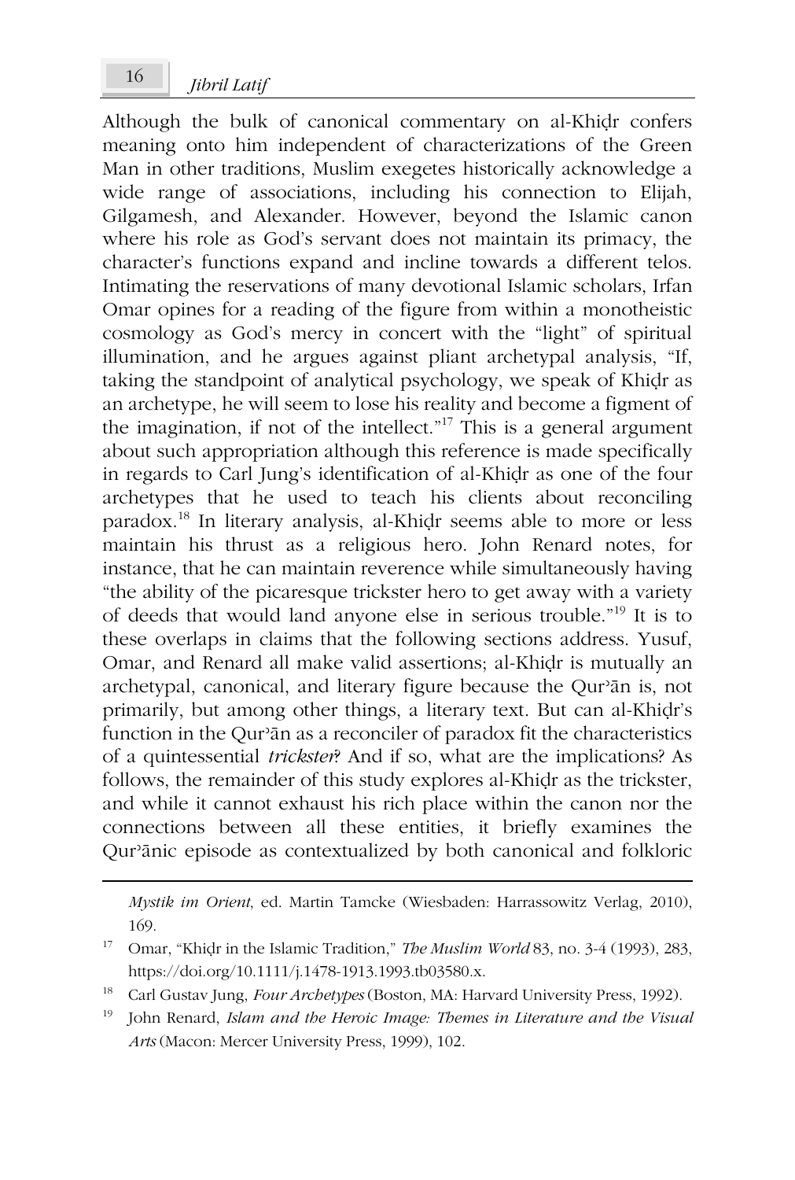Although the bulk of canonical commentary on al-Khiḍr confers meaning onto him independent of characterizations of the Green Man in other traditions, Muslim exegetes historically acknowledge a wide range of associations, including his connection to Elijah, Gilgamesh, and Alexander. However, beyond the Islamic canon where his role as God's servant does not maintain its primacy, the character's functions expand and incline towards a different telos. Intimating the reservations of many devotional Islamic scholars, Irfan Omar opines for a reading of the figure from within a monotheistic cosmology as God's mercy in concert with the "light" of spiritual illumination, and he argues against pliant archetypal analysis, "If, taking the standpoint of analytical psychology, we speak of Khiḍr as an archetype, he will seem to lose his reality and become a figment of the imagination, if not of the intellect."[17] This is a general argument about such appropriation although this reference is made specifically in regards to Carl Jung's identification of al-Khiḍr as one of the four archetypes that he used to teach his clients about reconciling paradox.[18] In literary analysis, al-Khiḍr seems able to more or less maintain his thrust as a religious hero. John Renard notes, for instance, that he can maintain reverence while simultaneously having "the ability of the picaresque trickster hero to get away with a variety of deeds that would land anyone else in serious trouble."[19] It is to these overlaps in claims that the following sections address. Yusuf, Omar, and Renard all make valid assertions; al-Khiḍr is mutually an archetypal, canonical, and literary figure because the Qurʾān is, not primarily, but among other things, a literary text. But can al-Khiḍr's function in the Qurʾān as a reconciler of paradox fit the characteristics of a quintessential *trickster*? And if so, what are the implications? As follows, the remainder of this study explores al-Khiḍr as the trickster, and while it cannot exhaust his rich place within the canon nor the connections between all these entities, it briefly examines the Qurʾānic episode as contextualized by both canonical and folkloric

---

*Mystik im Orient*, ed. Martin Tamcke (Wiesbaden: Harrassowitz Verlag, 2010), 169.

[17] Omar, "Khiḍr in the Islamic Tradition," *The Muslim World* 83, no. 3-4 (1993), 283, https://doi.org/10.1111/j.1478-1913.1993.tb03580.x.

[18] Carl Gustav Jung, *Four Archetypes* (Boston, MA: Harvard University Press, 1992).

[19] John Renard, *Islam and the Heroic Image: Themes in Literature and the Visual Arts* (Macon: Mercer University Press, 1999), 102.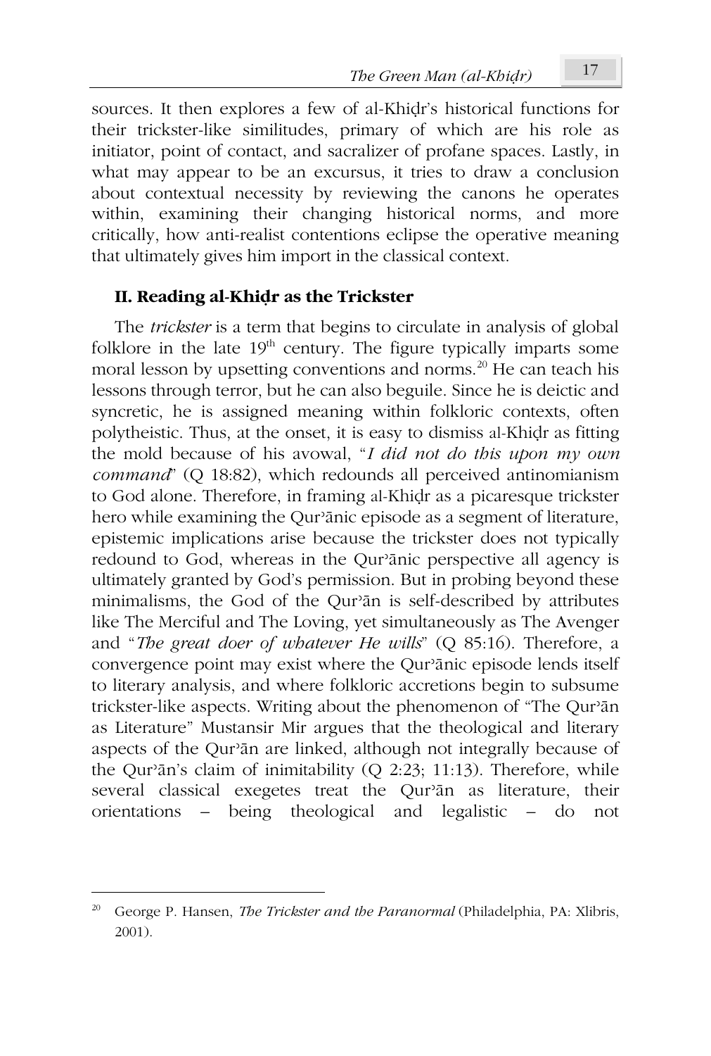sources. It then explores a few of al-Khiḍr's historical functions for their trickster-like similitudes, primary of which are his role as initiator, point of contact, and sacralizer of profane spaces. Lastly, in what may appear to be an excursus, it tries to draw a conclusion about contextual necessity by reviewing the canons he operates within, examining their changing historical norms, and more critically, how anti-realist contentions eclipse the operative meaning that ultimately gives him import in the classical context.

## II. Reading al-Khiḍr as the Trickster

The *trickster* is a term that begins to circulate in analysis of global folklore in the late 19th century. The figure typically imparts some moral lesson by upsetting conventions and norms.[20] He can teach his lessons through terror, but he can also beguile. Since he is deictic and syncretic, he is assigned meaning within folkloric contexts, often polytheistic. Thus, at the onset, it is easy to dismiss al-Khiḍr as fitting the mold because of his avowal, "*I did not do this upon my own command*" (Q 18:82), which redounds all perceived antinomianism to God alone. Therefore, in framing al-Khiḍr as a picaresque trickster hero while examining the Qurʾānic episode as a segment of literature, epistemic implications arise because the trickster does not typically redound to God, whereas in the Qurʾānic perspective all agency is ultimately granted by God's permission. But in probing beyond these minimalisms, the God of the Qurʾān is self-described by attributes like The Merciful and The Loving, yet simultaneously as The Avenger and "*The great doer of whatever He wills*" (Q 85:16). Therefore, a convergence point may exist where the Qurʾānic episode lends itself to literary analysis, and where folkloric accretions begin to subsume trickster-like aspects. Writing about the phenomenon of "The Qurʾān as Literature" Mustansir Mir argues that the theological and literary aspects of the Qurʾān are linked, although not integrally because of the Qurʾān's claim of inimitability (Q 2:23; 11:13). Therefore, while several classical exegetes treat the Qurʾān as literature, their orientations – being theological and legalistic – do not

---

[20] George P. Hansen, *The Trickster and the Paranormal* (Philadelphia, PA: Xlibris, 2001).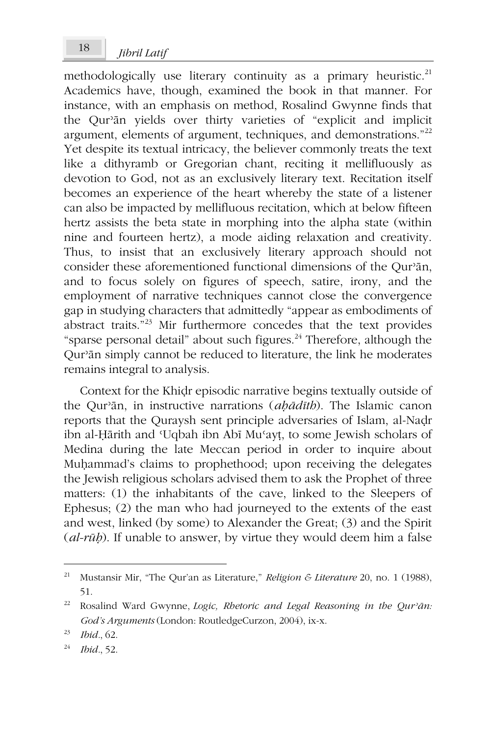methodologically use literary continuity as a primary heuristic.[21] Academics have, though, examined the book in that manner. For instance, with an emphasis on method, Rosalind Gwynne finds that the Qurʾān yields over thirty varieties of "explicit and implicit argument, elements of argument, techniques, and demonstrations."[22] Yet despite its textual intricacy, the believer commonly treats the text like a dithyramb or Gregorian chant, reciting it mellifluously as devotion to God, not as an exclusively literary text. Recitation itself becomes an experience of the heart whereby the state of a listener can also be impacted by mellifluous recitation, which at below fifteen hertz assists the beta state in morphing into the alpha state (within nine and fourteen hertz), a mode aiding relaxation and creativity. Thus, to insist that an exclusively literary approach should not consider these aforementioned functional dimensions of the Qurʾān, and to focus solely on figures of speech, satire, irony, and the employment of narrative techniques cannot close the convergence gap in studying characters that admittedly "appear as embodiments of abstract traits."[23] Mir furthermore concedes that the text provides "sparse personal detail" about such figures.[24] Therefore, although the Qurʾān simply cannot be reduced to literature, the link he moderates remains integral to analysis.

Context for the Khiḍr episodic narrative begins textually outside of the Qurʾān, in instructive narrations (*aḥādīth*). The Islamic canon reports that the Quraysh sent principle adversaries of Islam, al-Naḍr ibn al-Ḥārith and ʿUqbah ibn Abī Muʿayṭ, to some Jewish scholars of Medina during the late Meccan period in order to inquire about Muḥammad's claims to prophethood; upon receiving the delegates the Jewish religious scholars advised them to ask the Prophet of three matters: (1) the inhabitants of the cave, linked to the Sleepers of Ephesus; (2) the man who had journeyed to the extents of the east and west, linked (by some) to Alexander the Great; (3) and the Spirit (*al-rūḥ*). If unable to answer, by virtue they would deem him a false

---

[21] Mustansir Mir, "The Qur'an as Literature," *Religion & Literature* 20, no. 1 (1988), 51.

[22] Rosalind Ward Gwynne, *Logic, Rhetoric and Legal Reasoning in the Qurʾān: God's Arguments* (London: RoutledgeCurzon, 2004), ix-x.

[23] *Ibid*., 62.

[24] *Ibid*., 52.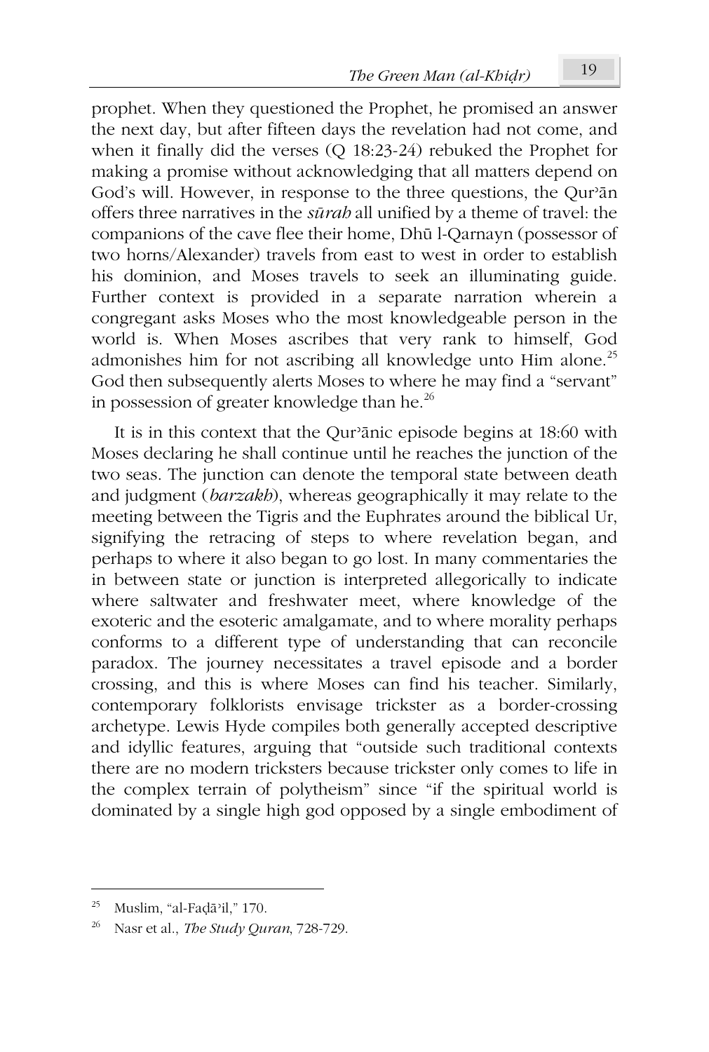prophet. When they questioned the Prophet, he promised an answer the next day, but after fifteen days the revelation had not come, and when it finally did the verses (Q 18:23-24) rebuked the Prophet for making a promise without acknowledging that all matters depend on God's will. However, in response to the three questions, the Qurʾān offers three narratives in the *sūrah* all unified by a theme of travel: the companions of the cave flee their home, Dhū l-Qarnayn (possessor of two horns/Alexander) travels from east to west in order to establish his dominion, and Moses travels to seek an illuminating guide. Further context is provided in a separate narration wherein a congregant asks Moses who the most knowledgeable person in the world is. When Moses ascribes that very rank to himself, God admonishes him for not ascribing all knowledge unto Him alone.[25] God then subsequently alerts Moses to where he may find a "servant" in possession of greater knowledge than he.[26]

It is in this context that the Qurʾānic episode begins at 18:60 with Moses declaring he shall continue until he reaches the junction of the two seas. The junction can denote the temporal state between death and judgment (*barzakh*), whereas geographically it may relate to the meeting between the Tigris and the Euphrates around the biblical Ur, signifying the retracing of steps to where revelation began, and perhaps to where it also began to go lost. In many commentaries the in between state or junction is interpreted allegorically to indicate where saltwater and freshwater meet, where knowledge of the exoteric and the esoteric amalgamate, and to where morality perhaps conforms to a different type of understanding that can reconcile paradox. The journey necessitates a travel episode and a border crossing, and this is where Moses can find his teacher. Similarly, contemporary folklorists envisage trickster as a border-crossing archetype. Lewis Hyde compiles both generally accepted descriptive and idyllic features, arguing that "outside such traditional contexts there are no modern tricksters because trickster only comes to life in the complex terrain of polytheism" since "if the spiritual world is dominated by a single high god opposed by a single embodiment of

---

[25] Muslim, "al-Faḍāʾil," 170.

[26] Nasr et al., *The Study Quran*, 728-729.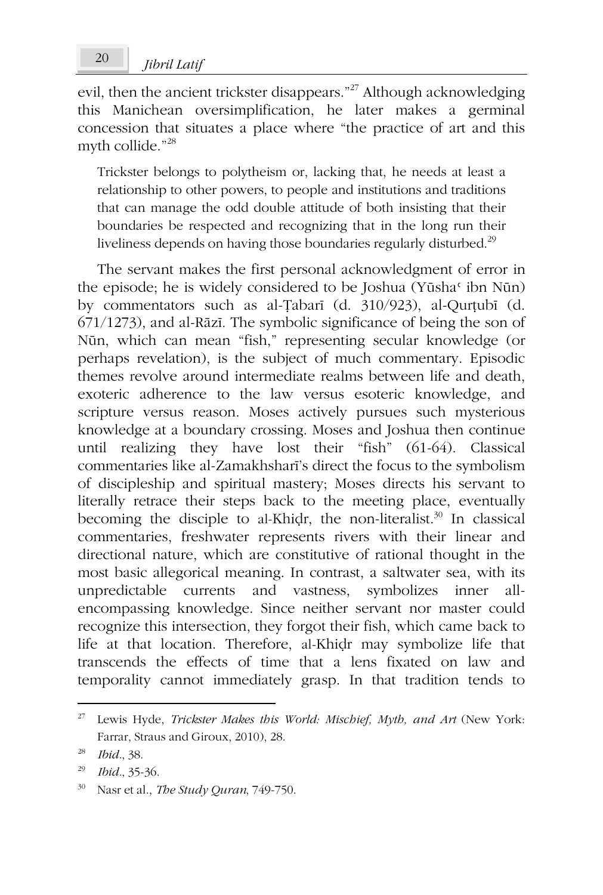evil, then the ancient trickster disappears."[27] Although acknowledging this Manichean oversimplification, he later makes a germinal concession that situates a place where "the practice of art and this myth collide."[28]

> Trickster belongs to polytheism or, lacking that, he needs at least a relationship to other powers, to people and institutions and traditions that can manage the odd double attitude of both insisting that their boundaries be respected and recognizing that in the long run their liveliness depends on having those boundaries regularly disturbed.[29]

The servant makes the first personal acknowledgment of error in the episode; he is widely considered to be Joshua (Yūshaʿ ibn Nūn) by commentators such as al-Ṭabarī (d. 310/923), al-Qurṭubī (d. 671/1273), and al-Rāzī. The symbolic significance of being the son of Nūn, which can mean "fish," representing secular knowledge (or perhaps revelation), is the subject of much commentary. Episodic themes revolve around intermediate realms between life and death, exoteric adherence to the law versus esoteric knowledge, and scripture versus reason. Moses actively pursues such mysterious knowledge at a boundary crossing. Moses and Joshua then continue until realizing they have lost their "fish" (61-64). Classical commentaries like al-Zamakhsharī's direct the focus to the symbolism of discipleship and spiritual mastery; Moses directs his servant to literally retrace their steps back to the meeting place, eventually becoming the disciple to al-Khiḍr, the non-literalist.[30] In classical commentaries, freshwater represents rivers with their linear and directional nature, which are constitutive of rational thought in the most basic allegorical meaning. In contrast, a saltwater sea, with its unpredictable currents and vastness, symbolizes inner all-encompassing knowledge. Since neither servant nor master could recognize this intersection, they forgot their fish, which came back to life at that location. Therefore, al-Khiḍr may symbolize life that transcends the effects of time that a lens fixated on law and temporality cannot immediately grasp. In that tradition tends to

---

[27] Lewis Hyde, *Trickster Makes this World: Mischief, Myth, and Art* (New York: Farrar, Straus and Giroux, 2010), 28.

[28] *Ibid*., 38.

[29] *Ibid*., 35-36.

[30] Nasr et al., *The Study Quran*, 749-750.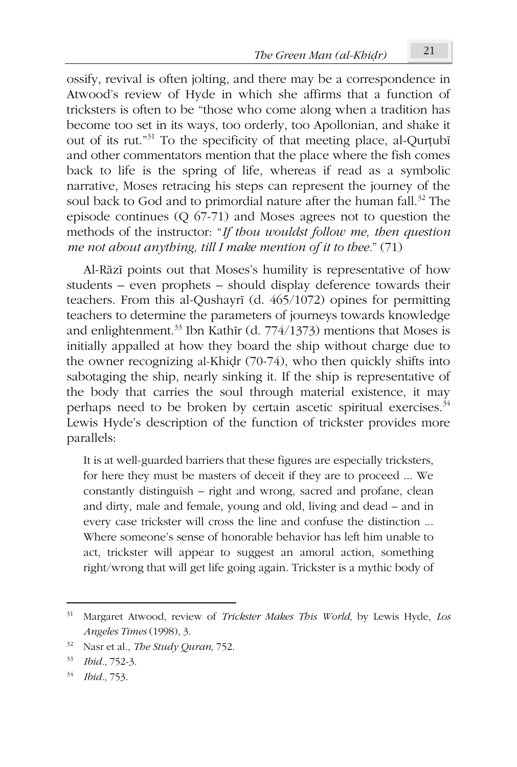ossify, revival is often jolting, and there may be a correspondence in Atwood's review of Hyde in which she affirms that a function of tricksters is often to be "those who come along when a tradition has become too set in its ways, too orderly, too Apollonian, and shake it out of its rut."[31] To the specificity of that meeting place, al-Qurṭubī and other commentators mention that the place where the fish comes back to life is the spring of life, whereas if read as a symbolic narrative, Moses retracing his steps can represent the journey of the soul back to God and to primordial nature after the human fall.[32] The episode continues (Q 67-71) and Moses agrees not to question the methods of the instructor: "*If thou wouldst follow me, then question me not about anything, till I make mention of it to thee*." (71)

Al-Rāzī points out that Moses's humility is representative of how students – even prophets – should display deference towards their teachers. From this al-Qushayrī (d. 465/1072) opines for permitting teachers to determine the parameters of journeys towards knowledge and enlightenment.[33] Ibn Kathīr (d. 774/1373) mentions that Moses is initially appalled at how they board the ship without charge due to the owner recognizing al-Khiḍr (70-74), who then quickly shifts into sabotaging the ship, nearly sinking it. If the ship is representative of the body that carries the soul through material existence, it may perhaps need to be broken by certain ascetic spiritual exercises.[34] Lewis Hyde's description of the function of trickster provides more parallels:

> It is at well-guarded barriers that these figures are especially tricksters, for here they must be masters of deceit if they are to proceed ... We constantly distinguish – right and wrong, sacred and profane, clean and dirty, male and female, young and old, living and dead – and in every case trickster will cross the line and confuse the distinction ... Where someone's sense of honorable behavior has left him unable to act, trickster will appear to suggest an amoral action, something right/wrong that will get life going again. Trickster is a mythic body of

---

[31] Margaret Atwood, review of *Trickster Makes This World*, by Lewis Hyde, *Los Angeles Times* (1998), 3.

[32] Nasr et al., *The Study Quran*, 752.

[33] *Ibid*., 752-3.

[34] *Ibid*., 753.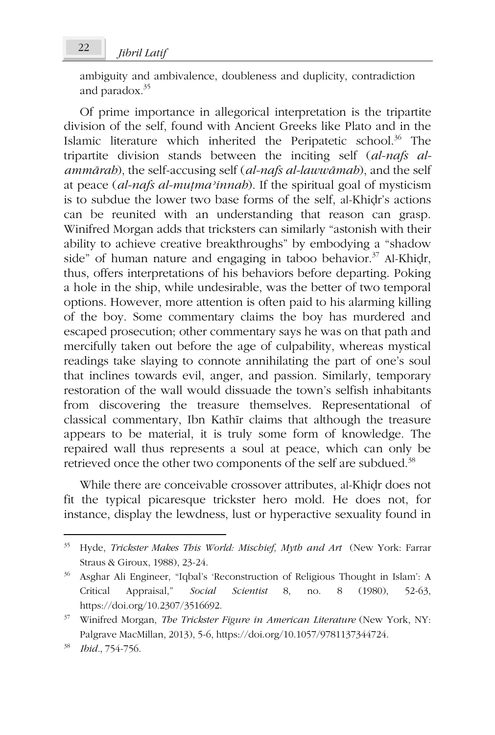ambiguity and ambivalence, doubleness and duplicity, contradiction and paradox.[35]

Of prime importance in allegorical interpretation is the tripartite division of the self, found with Ancient Greeks like Plato and in the Islamic literature which inherited the Peripatetic school.[36] The tripartite division stands between the inciting self (*al-nafs al-ammārah*), the self-accusing self (*al-nafs al-lawwāmah*), and the self at peace (*al-nafs al-muṭma'innah*). If the spiritual goal of mysticism is to subdue the lower two base forms of the self, al-Khiḍr's actions can be reunited with an understanding that reason can grasp. Winifred Morgan adds that tricksters can similarly "astonish with their ability to achieve creative breakthroughs" by embodying a "shadow side" of human nature and engaging in taboo behavior.[37] Al-Khiḍr, thus, offers interpretations of his behaviors before departing. Poking a hole in the ship, while undesirable, was the better of two temporal options. However, more attention is often paid to his alarming killing of the boy. Some commentary claims the boy has murdered and escaped prosecution; other commentary says he was on that path and mercifully taken out before the age of culpability, whereas mystical readings take slaying to connote annihilating the part of one's soul that inclines towards evil, anger, and passion. Similarly, temporary restoration of the wall would dissuade the town's selfish inhabitants from discovering the treasure themselves. Representational of classical commentary, Ibn Kathīr claims that although the treasure appears to be material, it is truly some form of knowledge. The repaired wall thus represents a soul at peace, which can only be retrieved once the other two components of the self are subdued.[38]

While there are conceivable crossover attributes, al-Khiḍr does not fit the typical picaresque trickster hero mold. He does not, for instance, display the lewdness, lust or hyperactive sexuality found in

---

[35] Hyde, *Trickster Makes This World: Mischief, Myth and Art* (New York: Farrar Straus & Giroux, 1988), 23-24.

[36] Asghar Ali Engineer, "Iqbal's 'Reconstruction of Religious Thought in Islam': A Critical Appraisal," *Social Scientist* 8, no. 8 (1980), 52-63, https://doi.org/10.2307/3516692.

[37] Winifred Morgan, *The Trickster Figure in American Literature* (New York, NY: Palgrave MacMillan, 2013), 5-6, https://doi.org/10.1057/9781137344724.

[38] *Ibid*., 754-756.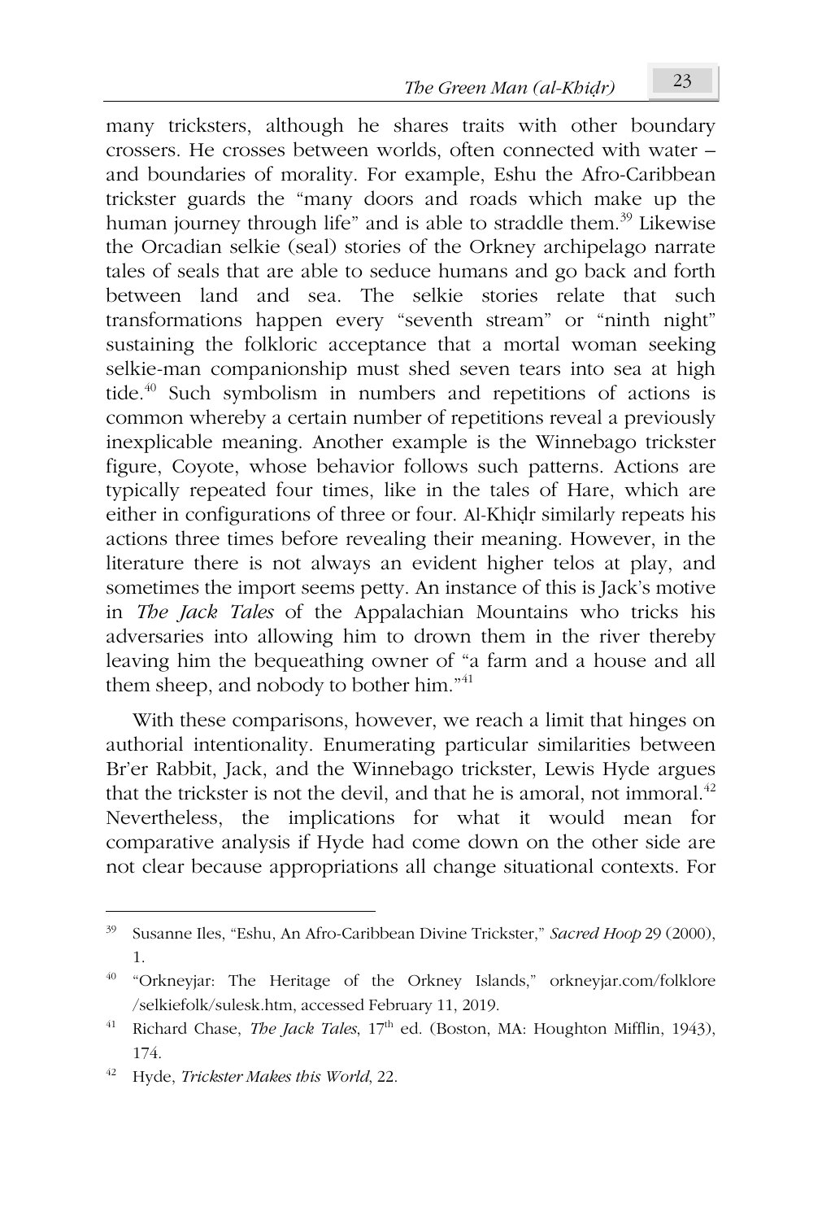many tricksters, although he shares traits with other boundary crossers. He crosses between worlds, often connected with water – and boundaries of morality. For example, Eshu the Afro-Caribbean trickster guards the "many doors and roads which make up the human journey through life" and is able to straddle them.[39] Likewise the Orcadian selkie (seal) stories of the Orkney archipelago narrate tales of seals that are able to seduce humans and go back and forth between land and sea. The selkie stories relate that such transformations happen every "seventh stream" or "ninth night" sustaining the folkloric acceptance that a mortal woman seeking selkie-man companionship must shed seven tears into sea at high tide.[40] Such symbolism in numbers and repetitions of actions is common whereby a certain number of repetitions reveal a previously inexplicable meaning. Another example is the Winnebago trickster figure, Coyote, whose behavior follows such patterns. Actions are typically repeated four times, like in the tales of Hare, which are either in configurations of three or four. Al-Khiḍr similarly repeats his actions three times before revealing their meaning. However, in the literature there is not always an evident higher telos at play, and sometimes the import seems petty. An instance of this is Jack's motive in *The Jack Tales* of the Appalachian Mountains who tricks his adversaries into allowing him to drown them in the river thereby leaving him the bequeathing owner of "a farm and a house and all them sheep, and nobody to bother him."[41]

With these comparisons, however, we reach a limit that hinges on authorial intentionality. Enumerating particular similarities between Br'er Rabbit, Jack, and the Winnebago trickster, Lewis Hyde argues that the trickster is not the devil, and that he is amoral, not immoral.[42] Nevertheless, the implications for what it would mean for comparative analysis if Hyde had come down on the other side are not clear because appropriations all change situational contexts. For

---

39 Susanne Iles, "Eshu, An Afro-Caribbean Divine Trickster," *Sacred Hoop* 29 (2000), 1.

40 "Orkneyjar: The Heritage of the Orkney Islands," orkneyjar.com/folklore/selkiefolk/sulesk.htm, accessed February 11, 2019.

41 Richard Chase, *The Jack Tales*, 17th ed. (Boston, MA: Houghton Mifflin, 1943), 174.

42 Hyde, *Trickster Makes this World*, 22.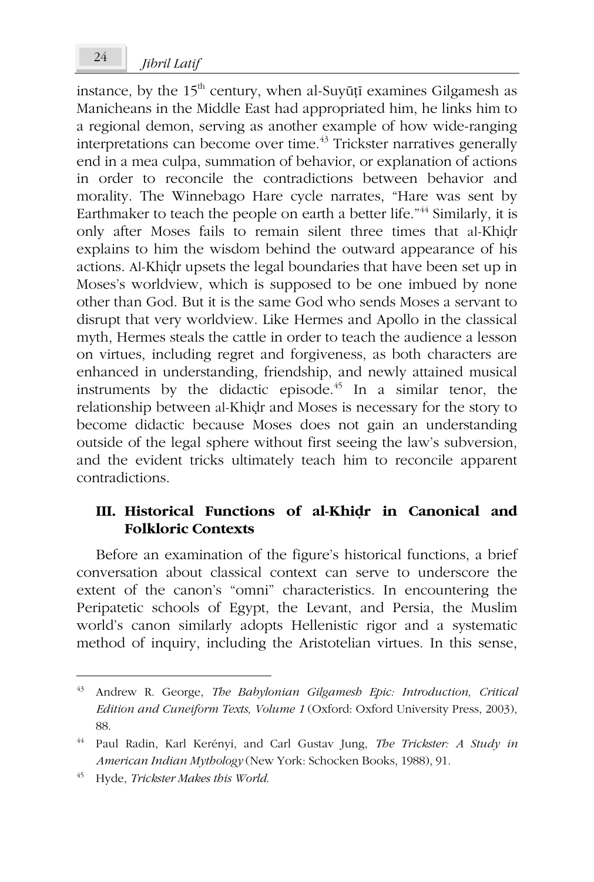instance, by the 15th century, when al-Suyūṭī examines Gilgamesh as Manicheans in the Middle East had appropriated him, he links him to a regional demon, serving as another example of how wide-ranging interpretations can become over time.[43] Trickster narratives generally end in a mea culpa, summation of behavior, or explanation of actions in order to reconcile the contradictions between behavior and morality. The Winnebago Hare cycle narrates, "Hare was sent by Earthmaker to teach the people on earth a better life."[44] Similarly, it is only after Moses fails to remain silent three times that al-Khiḍr explains to him the wisdom behind the outward appearance of his actions. Al-Khiḍr upsets the legal boundaries that have been set up in Moses's worldview, which is supposed to be one imbued by none other than God. But it is the same God who sends Moses a servant to disrupt that very worldview. Like Hermes and Apollo in the classical myth, Hermes steals the cattle in order to teach the audience a lesson on virtues, including regret and forgiveness, as both characters are enhanced in understanding, friendship, and newly attained musical instruments by the didactic episode.[45] In a similar tenor, the relationship between al-Khiḍr and Moses is necessary for the story to become didactic because Moses does not gain an understanding outside of the legal sphere without first seeing the law's subversion, and the evident tricks ultimately teach him to reconcile apparent contradictions.

## III. Historical Functions of al-Khiḍr in Canonical and Folkloric Contexts

Before an examination of the figure's historical functions, a brief conversation about classical context can serve to underscore the extent of the canon's "omni" characteristics. In encountering the Peripatetic schools of Egypt, the Levant, and Persia, the Muslim world's canon similarly adopts Hellenistic rigor and a systematic method of inquiry, including the Aristotelian virtues. In this sense,

---

[43] Andrew R. George, *The Babylonian Gilgamesh Epic: Introduction, Critical Edition and Cuneiform Texts, Volume 1* (Oxford: Oxford University Press, 2003), 88.

[44] Paul Radin, Karl Kerényi, and Carl Gustav Jung, *The Trickster: A Study in American Indian Mythology* (New York: Schocken Books, 1988), 91.

[45] Hyde, *Trickster Makes this World.*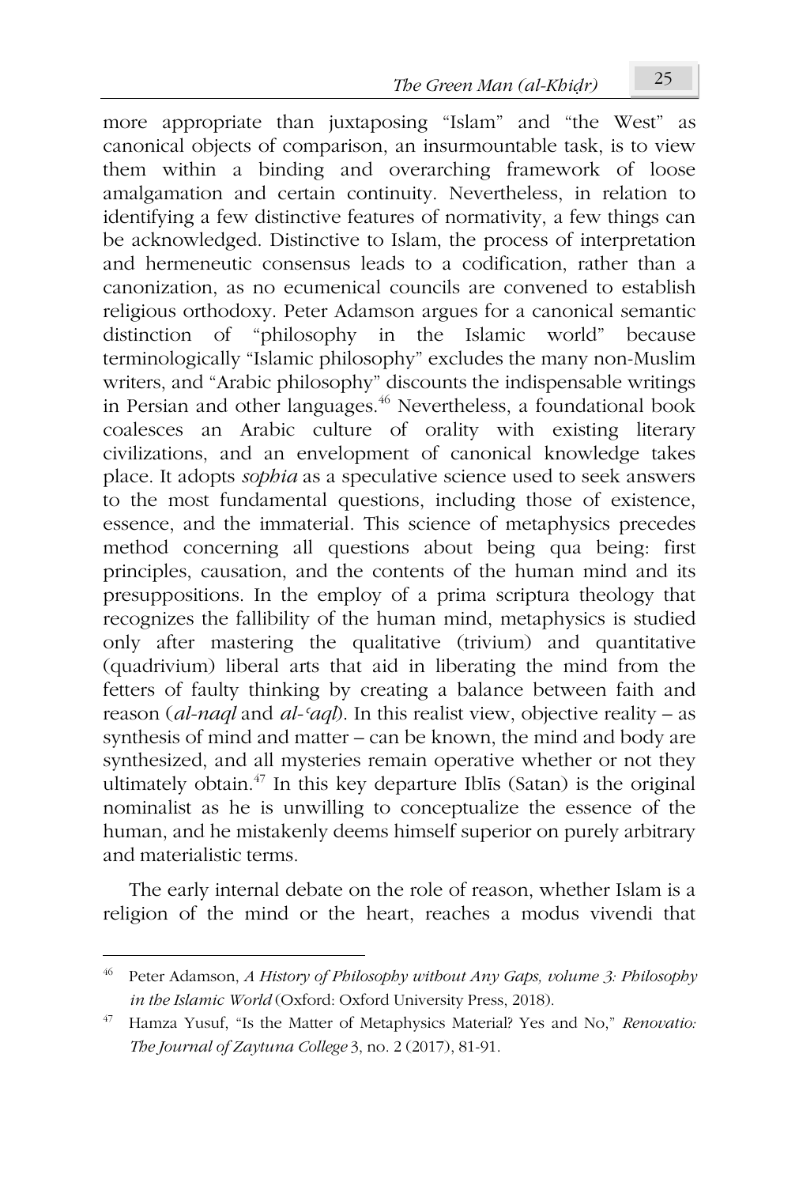more appropriate than juxtaposing "Islam" and "the West" as canonical objects of comparison, an insurmountable task, is to view them within a binding and overarching framework of loose amalgamation and certain continuity. Nevertheless, in relation to identifying a few distinctive features of normativity, a few things can be acknowledged. Distinctive to Islam, the process of interpretation and hermeneutic consensus leads to a codification, rather than a canonization, as no ecumenical councils are convened to establish religious orthodoxy. Peter Adamson argues for a canonical semantic distinction of "philosophy in the Islamic world" because terminologically "Islamic philosophy" excludes the many non-Muslim writers, and "Arabic philosophy" discounts the indispensable writings in Persian and other languages.[46] Nevertheless, a foundational book coalesces an Arabic culture of orality with existing literary civilizations, and an envelopment of canonical knowledge takes place. It adopts *sophia* as a speculative science used to seek answers to the most fundamental questions, including those of existence, essence, and the immaterial. This science of metaphysics precedes method concerning all questions about being qua being: first principles, causation, and the contents of the human mind and its presuppositions. In the employ of a prima scriptura theology that recognizes the fallibility of the human mind, metaphysics is studied only after mastering the qualitative (trivium) and quantitative (quadrivium) liberal arts that aid in liberating the mind from the fetters of faulty thinking by creating a balance between faith and reason (*al-naql* and *al-ʿaql*). In this realist view, objective reality – as synthesis of mind and matter – can be known, the mind and body are synthesized, and all mysteries remain operative whether or not they ultimately obtain.[47] In this key departure Iblīs (Satan) is the original nominalist as he is unwilling to conceptualize the essence of the human, and he mistakenly deems himself superior on purely arbitrary and materialistic terms.

The early internal debate on the role of reason, whether Islam is a religion of the mind or the heart, reaches a modus vivendi that

---

[46] Peter Adamson, *A History of Philosophy without Any Gaps, volume 3: Philosophy in the Islamic World* (Oxford: Oxford University Press, 2018).

[47] Hamza Yusuf, "Is the Matter of Metaphysics Material? Yes and No," *Renovatio: The Journal of Zaytuna College* 3, no. 2 (2017), 81-91.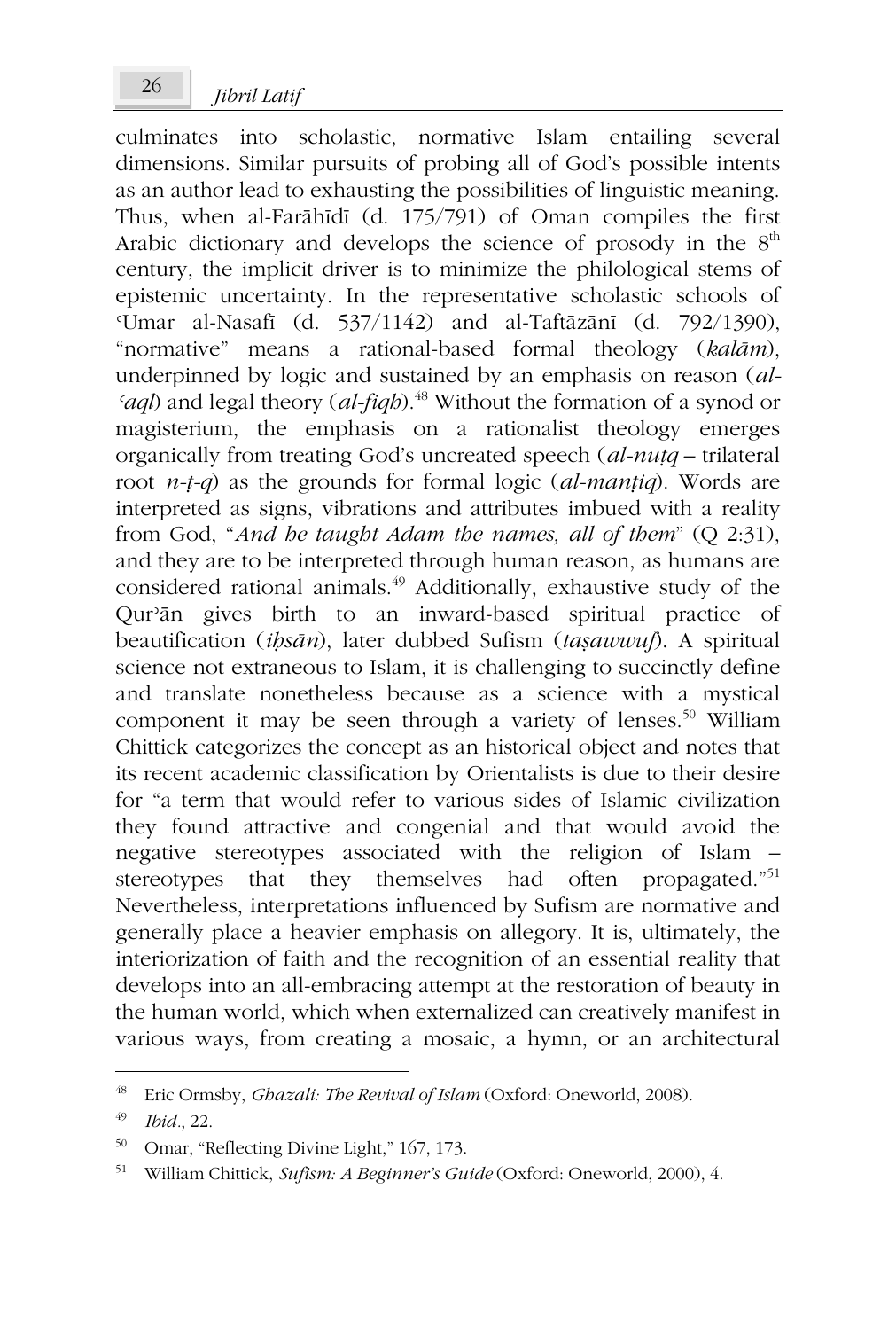culminates into scholastic, normative Islam entailing several dimensions. Similar pursuits of probing all of God's possible intents as an author lead to exhausting the possibilities of linguistic meaning. Thus, when al-Farāhīdī (d. 175/791) of Oman compiles the first Arabic dictionary and develops the science of prosody in the 8th century, the implicit driver is to minimize the philological stems of epistemic uncertainty. In the representative scholastic schools of ʿUmar al-Nasafī (d. 537/1142) and al-Taftāzānī (d. 792/1390), "normative" means a rational-based formal theology (*kalām*), underpinned by logic and sustained by an emphasis on reason (*al-ʿaql*) and legal theory (*al-fiqh*).[48] Without the formation of a synod or magisterium, the emphasis on a rationalist theology emerges organically from treating God's uncreated speech (*al-nuṭq* – trilateral root *n-ṭ-q*) as the grounds for formal logic (*al-manṭiq*). Words are interpreted as signs, vibrations and attributes imbued with a reality from God, "*And he taught Adam the names, all of them*" (Q 2:31), and they are to be interpreted through human reason, as humans are considered rational animals.[49] Additionally, exhaustive study of the Qurʾān gives birth to an inward-based spiritual practice of beautification (*iḥsān*), later dubbed Sufism (*taṣawwuf*). A spiritual science not extraneous to Islam, it is challenging to succinctly define and translate nonetheless because as a science with a mystical component it may be seen through a variety of lenses.[50] William Chittick categorizes the concept as an historical object and notes that its recent academic classification by Orientalists is due to their desire for "a term that would refer to various sides of Islamic civilization they found attractive and congenial and that would avoid the negative stereotypes associated with the religion of Islam – stereotypes that they themselves had often propagated."[51] Nevertheless, interpretations influenced by Sufism are normative and generally place a heavier emphasis on allegory. It is, ultimately, the interiorization of faith and the recognition of an essential reality that develops into an all-embracing attempt at the restoration of beauty in the human world, which when externalized can creatively manifest in various ways, from creating a mosaic, a hymn, or an architectural

---

[48] Eric Ormsby, *Ghazali: The Revival of Islam* (Oxford: Oneworld, 2008).

[49] *Ibid*., 22.

[50] Omar, "Reflecting Divine Light," 167, 173.

[51] William Chittick, *Sufism: A Beginner's Guide* (Oxford: Oneworld, 2000), 4.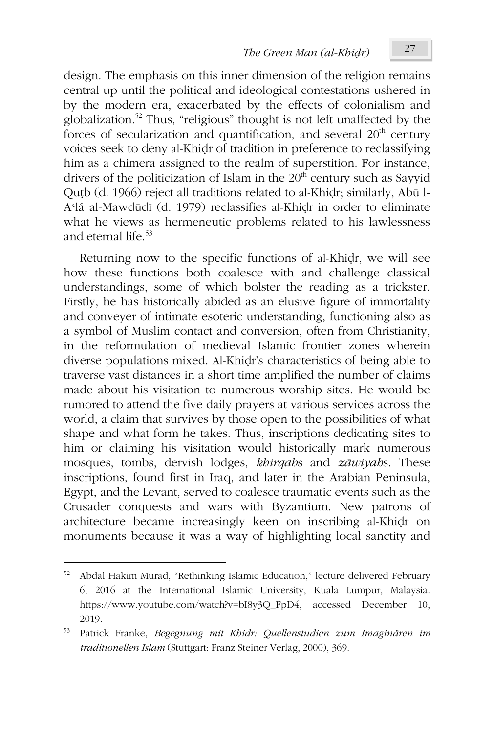design. The emphasis on this inner dimension of the religion remains central up until the political and ideological contestations ushered in by the modern era, exacerbated by the effects of colonialism and globalization.[52] Thus, "religious" thought is not left unaffected by the forces of secularization and quantification, and several 20th century voices seek to deny al-Khiḍr of tradition in preference to reclassifying him as a chimera assigned to the realm of superstition. For instance, drivers of the politicization of Islam in the 20th century such as Sayyid Quṭb (d. 1966) reject all traditions related to al-Khiḍr; similarly, Abū l-Aʿlá al-Mawdūdī (d. 1979) reclassifies al-Khiḍr in order to eliminate what he views as hermeneutic problems related to his lawlessness and eternal life.[53]

Returning now to the specific functions of al-Khiḍr, we will see how these functions both coalesce with and challenge classical understandings, some of which bolster the reading as a trickster. Firstly, he has historically abided as an elusive figure of immortality and conveyer of intimate esoteric understanding, functioning also as a symbol of Muslim contact and conversion, often from Christianity, in the reformulation of medieval Islamic frontier zones wherein diverse populations mixed. Al-Khiḍr's characteristics of being able to traverse vast distances in a short time amplified the number of claims made about his visitation to numerous worship sites. He would be rumored to attend the five daily prayers at various services across the world, a claim that survives by those open to the possibilities of what shape and what form he takes. Thus, inscriptions dedicating sites to him or claiming his visitation would historically mark numerous mosques, tombs, dervish lodges, *khirqah*s and *zāwiyah*s. These inscriptions, found first in Iraq, and later in the Arabian Peninsula, Egypt, and the Levant, served to coalesce traumatic events such as the Crusader conquests and wars with Byzantium. New patrons of architecture became increasingly keen on inscribing al-Khiḍr on monuments because it was a way of highlighting local sanctity and

---

[52] Abdal Hakim Murad, "Rethinking Islamic Education," lecture delivered February 6, 2016 at the International Islamic University, Kuala Lumpur, Malaysia. https://www.youtube.com/watch?v=bI8y3Q_FpD4, accessed December 10, 2019.

[53] Patrick Franke, *Begegnung mit Khidr: Quellenstudien zum Imaginären im traditionellen Islam* (Stuttgart: Franz Steiner Verlag, 2000), 369.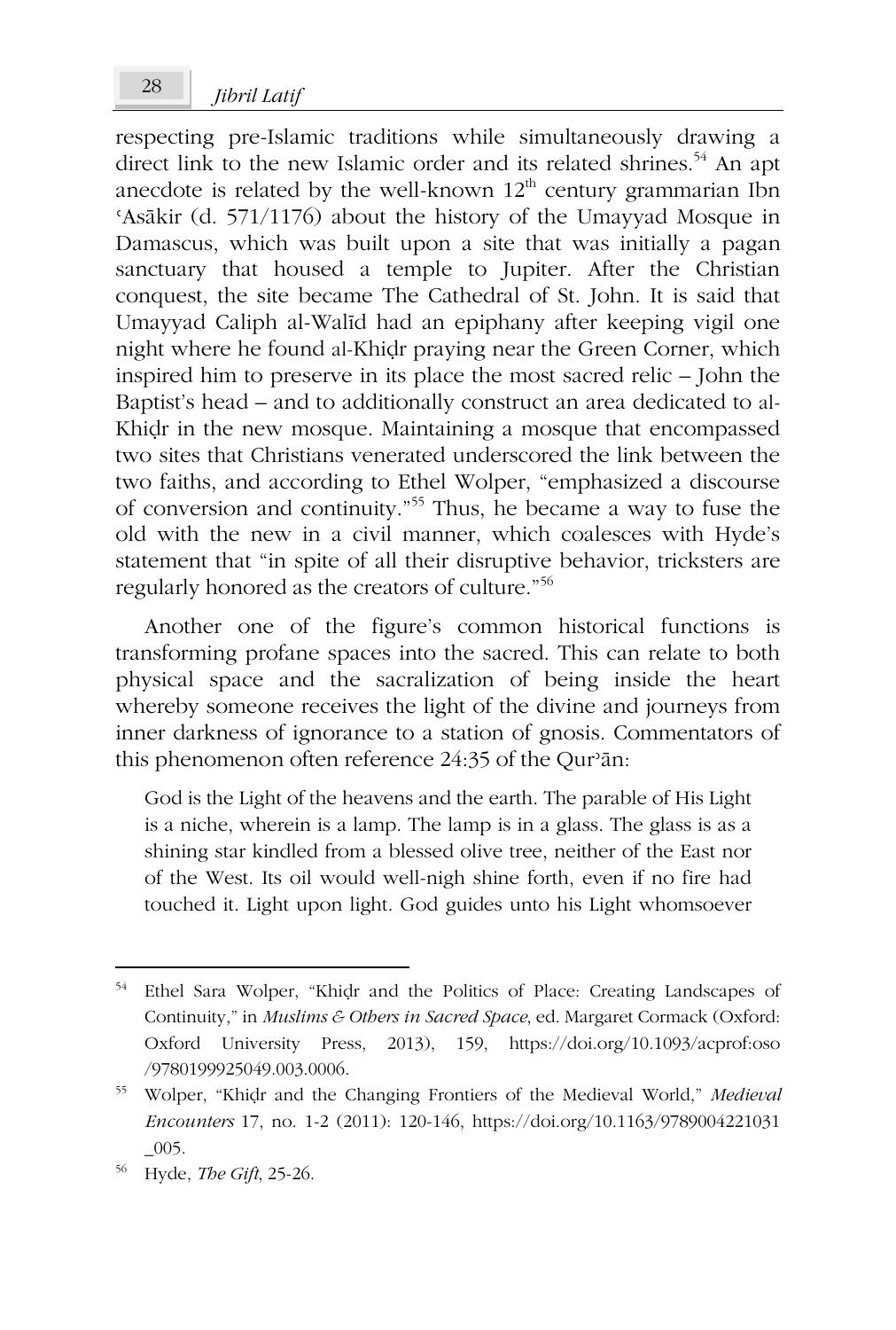respecting pre-Islamic traditions while simultaneously drawing a direct link to the new Islamic order and its related shrines.[54] An apt anecdote is related by the well-known 12th century grammarian Ibn ʿAsākir (d. 571/1176) about the history of the Umayyad Mosque in Damascus, which was built upon a site that was initially a pagan sanctuary that housed a temple to Jupiter. After the Christian conquest, the site became The Cathedral of St. John. It is said that Umayyad Caliph al-Walīd had an epiphany after keeping vigil one night where he found al-Khiḍr praying near the Green Corner, which inspired him to preserve in its place the most sacred relic – John the Baptist's head – and to additionally construct an area dedicated to al-Khiḍr in the new mosque. Maintaining a mosque that encompassed two sites that Christians venerated underscored the link between the two faiths, and according to Ethel Wolper, "emphasized a discourse of conversion and continuity."[55] Thus, he became a way to fuse the old with the new in a civil manner, which coalesces with Hyde's statement that "in spite of all their disruptive behavior, tricksters are regularly honored as the creators of culture."[56]

Another one of the figure's common historical functions is transforming profane spaces into the sacred. This can relate to both physical space and the sacralization of being inside the heart whereby someone receives the light of the divine and journeys from inner darkness of ignorance to a station of gnosis. Commentators of this phenomenon often reference 24:35 of the Qurʾān:

> God is the Light of the heavens and the earth. The parable of His Light is a niche, wherein is a lamp. The lamp is in a glass. The glass is as a shining star kindled from a blessed olive tree, neither of the East nor of the West. Its oil would well-nigh shine forth, even if no fire had touched it. Light upon light. God guides unto his Light whomsoever

---

[54] Ethel Sara Wolper, "Khiḍr and the Politics of Place: Creating Landscapes of Continuity," in *Muslims & Others in Sacred Space*, ed. Margaret Cormack (Oxford: Oxford University Press, 2013), 159, https://doi.org/10.1093/acprof:oso/9780199925049.003.0006.

[55] Wolper, "Khiḍr and the Changing Frontiers of the Medieval World," *Medieval Encounters* 17, no. 1-2 (2011): 120-146, https://doi.org/10.1163/9789004221031_005.

[56] Hyde, *The Gift*, 25-26.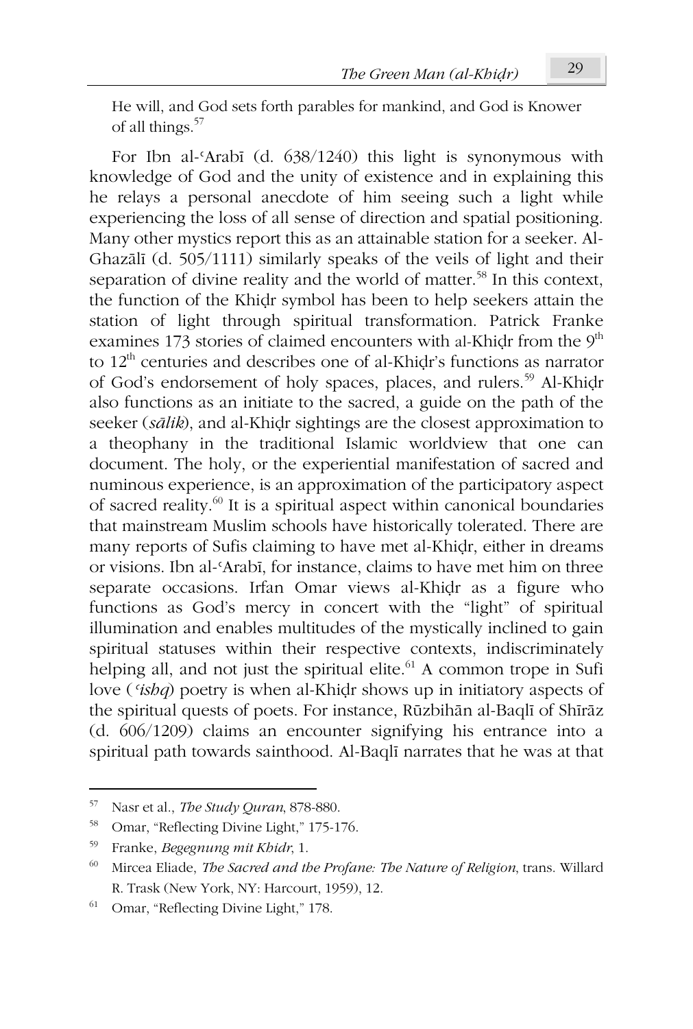He will, and God sets forth parables for mankind, and God is Knower of all things.[57]

For Ibn al-ʿArabī (d. 638/1240) this light is synonymous with knowledge of God and the unity of existence and in explaining this he relays a personal anecdote of him seeing such a light while experiencing the loss of all sense of direction and spatial positioning. Many other mystics report this as an attainable station for a seeker. Al-Ghazālī (d. 505/1111) similarly speaks of the veils of light and their separation of divine reality and the world of matter.[58] In this context, the function of the Khiḍr symbol has been to help seekers attain the station of light through spiritual transformation. Patrick Franke examines 173 stories of claimed encounters with al-Khiḍr from the 9th to 12th centuries and describes one of al-Khiḍr's functions as narrator of God's endorsement of holy spaces, places, and rulers.[59] Al-Khiḍr also functions as an initiate to the sacred, a guide on the path of the seeker (*sālik*), and al-Khiḍr sightings are the closest approximation to a theophany in the traditional Islamic worldview that one can document. The holy, or the experiential manifestation of sacred and numinous experience, is an approximation of the participatory aspect of sacred reality.[60] It is a spiritual aspect within canonical boundaries that mainstream Muslim schools have historically tolerated. There are many reports of Sufis claiming to have met al-Khiḍr, either in dreams or visions. Ibn al-ʿArabī, for instance, claims to have met him on three separate occasions. Irfan Omar views al-Khiḍr as a figure who functions as God's mercy in concert with the "light" of spiritual illumination and enables multitudes of the mystically inclined to gain spiritual statuses within their respective contexts, indiscriminately helping all, and not just the spiritual elite.[61] A common trope in Sufi love (*ʿishq*) poetry is when al-Khiḍr shows up in initiatory aspects of the spiritual quests of poets. For instance, Rūzbihān al-Baqlī of Shīrāz (d. 606/1209) claims an encounter signifying his entrance into a spiritual path towards sainthood. Al-Baqlī narrates that he was at that

---

[57] Nasr et al., *The Study Quran*, 878-880.

[58] Omar, "Reflecting Divine Light," 175-176.

[59] Franke, *Begegnung mit Khidr*, 1.

[60] Mircea Eliade, *The Sacred and the Profane: The Nature of Religion*, trans. Willard R. Trask (New York, NY: Harcourt, 1959), 12.

[61] Omar, "Reflecting Divine Light," 178.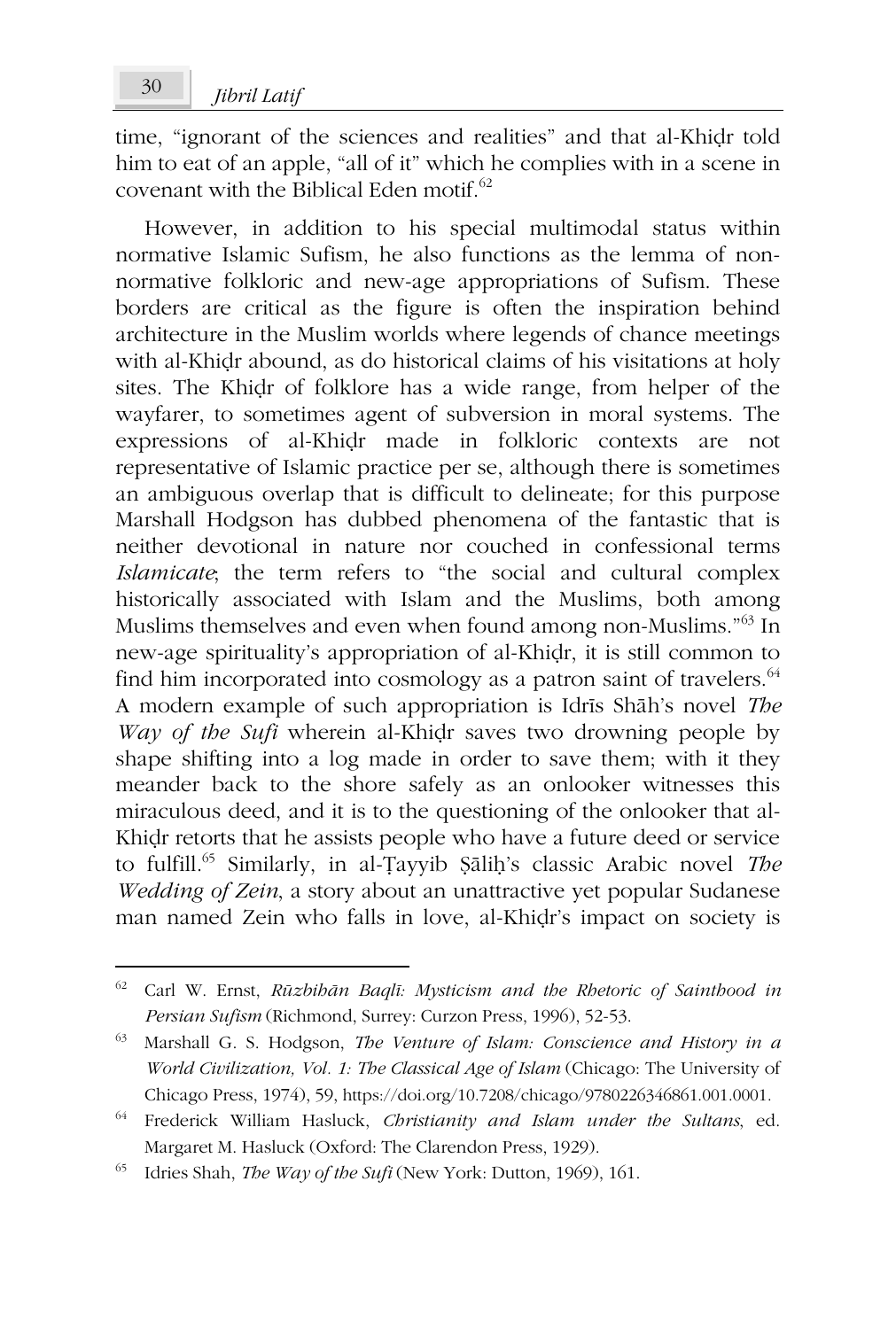time, "ignorant of the sciences and realities" and that al-Khiḍr told him to eat of an apple, "all of it" which he complies with in a scene in covenant with the Biblical Eden motif.[62]

However, in addition to his special multimodal status within normative Islamic Sufism, he also functions as the lemma of non-normative folkloric and new-age appropriations of Sufism. These borders are critical as the figure is often the inspiration behind architecture in the Muslim worlds where legends of chance meetings with al-Khiḍr abound, as do historical claims of his visitations at holy sites. The Khiḍr of folklore has a wide range, from helper of the wayfarer, to sometimes agent of subversion in moral systems. The expressions of al-Khiḍr made in folkloric contexts are not representative of Islamic practice per se, although there is sometimes an ambiguous overlap that is difficult to delineate; for this purpose Marshall Hodgson has dubbed phenomena of the fantastic that is neither devotional in nature nor couched in confessional terms *Islamicate*; the term refers to "the social and cultural complex historically associated with Islam and the Muslims, both among Muslims themselves and even when found among non-Muslims."[63] In new-age spirituality's appropriation of al-Khiḍr, it is still common to find him incorporated into cosmology as a patron saint of travelers.[64] A modern example of such appropriation is Idrīs Shāh's novel *The Way of the Sufi* wherein al-Khiḍr saves two drowning people by shape shifting into a log made in order to save them; with it they meander back to the shore safely as an onlooker witnesses this miraculous deed, and it is to the questioning of the onlooker that al-Khiḍr retorts that he assists people who have a future deed or service to fulfill.[65] Similarly, in al-Ṭayyib Ṣāliḥ's classic Arabic novel *The Wedding of Zein*, a story about an unattractive yet popular Sudanese man named Zein who falls in love, al-Khiḍr's impact on society is

---

[62] Carl W. Ernst, *Rūzbihān Baqlī: Mysticism and the Rhetoric of Sainthood in Persian Sufism* (Richmond, Surrey: Curzon Press, 1996), 52-53.

[63] Marshall G. S. Hodgson, *The Venture of Islam: Conscience and History in a World Civilization, Vol. 1: The Classical Age of Islam* (Chicago: The University of Chicago Press, 1974), 59, https://doi.org/10.7208/chicago/9780226346861.001.0001.

[64] Frederick William Hasluck, *Christianity and Islam under the Sultans*, ed. Margaret M. Hasluck (Oxford: The Clarendon Press, 1929).

[65] Idries Shah, *The Way of the Sufi* (New York: Dutton, 1969), 161.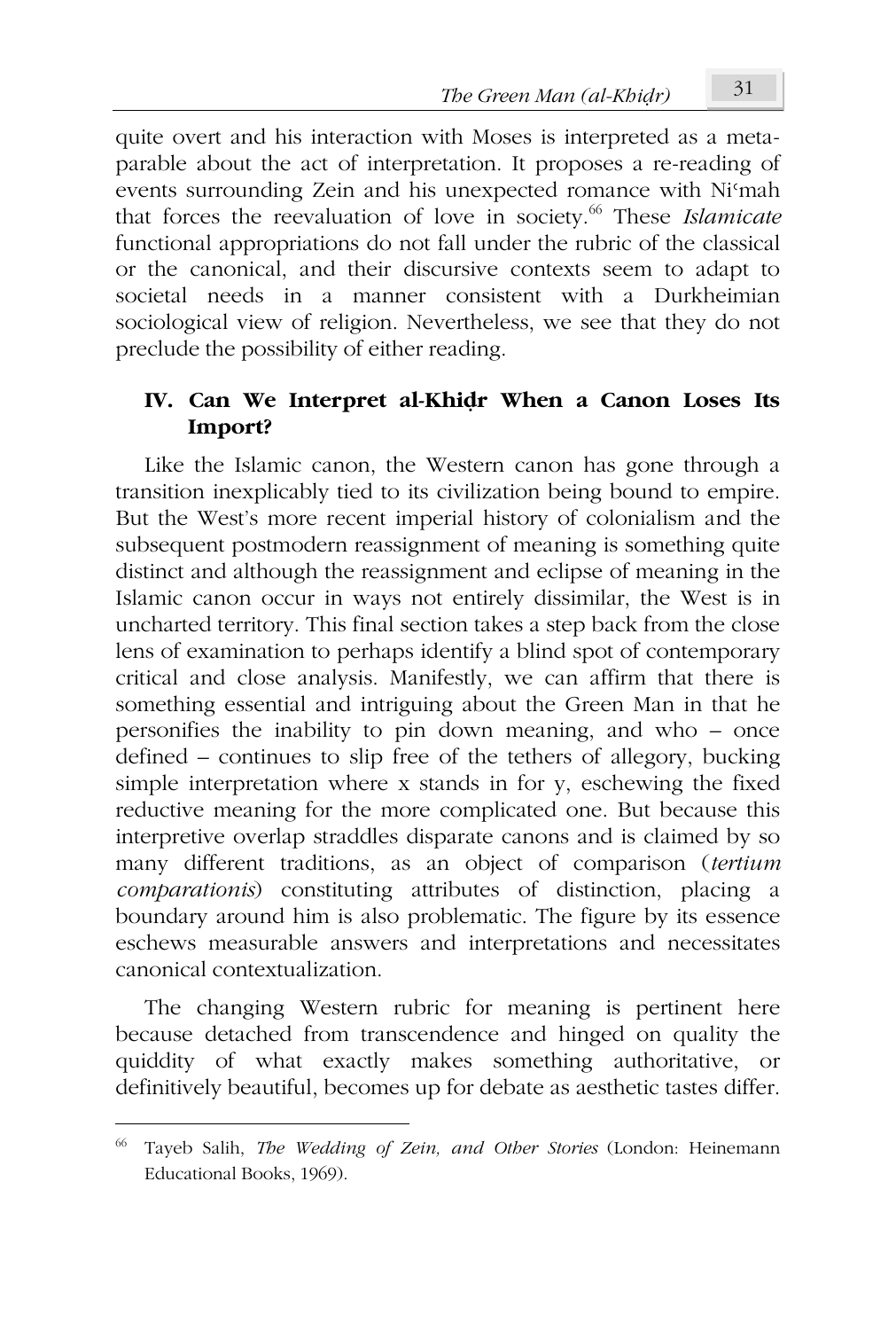quite overt and his interaction with Moses is interpreted as a meta-parable about the act of interpretation. It proposes a re-reading of events surrounding Zein and his unexpected romance with Niʿmah that forces the reevaluation of love in society.[66] These *Islamicate* functional appropriations do not fall under the rubric of the classical or the canonical, and their discursive contexts seem to adapt to societal needs in a manner consistent with a Durkheimian sociological view of religion. Nevertheless, we see that they do not preclude the possibility of either reading.

## IV. Can We Interpret al-Khiḍr When a Canon Loses Its Import?

Like the Islamic canon, the Western canon has gone through a transition inexplicably tied to its civilization being bound to empire. But the West's more recent imperial history of colonialism and the subsequent postmodern reassignment of meaning is something quite distinct and although the reassignment and eclipse of meaning in the Islamic canon occur in ways not entirely dissimilar, the West is in uncharted territory. This final section takes a step back from the close lens of examination to perhaps identify a blind spot of contemporary critical and close analysis. Manifestly, we can affirm that there is something essential and intriguing about the Green Man in that he personifies the inability to pin down meaning, and who – once defined – continues to slip free of the tethers of allegory, bucking simple interpretation where x stands in for y, eschewing the fixed reductive meaning for the more complicated one. But because this interpretive overlap straddles disparate canons and is claimed by so many different traditions, as an object of comparison (*tertium comparationis*) constituting attributes of distinction, placing a boundary around him is also problematic. The figure by its essence eschews measurable answers and interpretations and necessitates canonical contextualization.

The changing Western rubric for meaning is pertinent here because detached from transcendence and hinged on quality the quiddity of what exactly makes something authoritative, or definitively beautiful, becomes up for debate as aesthetic tastes differ.

---

[66] Tayeb Salih, *The Wedding of Zein, and Other Stories* (London: Heinemann Educational Books, 1969).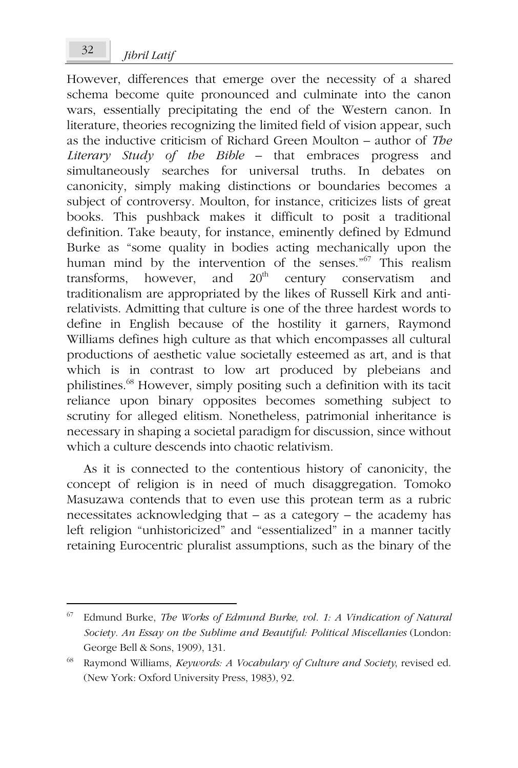However, differences that emerge over the necessity of a shared schema become quite pronounced and culminate into the canon wars, essentially precipitating the end of the Western canon. In literature, theories recognizing the limited field of vision appear, such as the inductive criticism of Richard Green Moulton – author of *The Literary Study of the Bible* – that embraces progress and simultaneously searches for universal truths. In debates on canonicity, simply making distinctions or boundaries becomes a subject of controversy. Moulton, for instance, criticizes lists of great books. This pushback makes it difficult to posit a traditional definition. Take beauty, for instance, eminently defined by Edmund Burke as "some quality in bodies acting mechanically upon the human mind by the intervention of the senses."[67] This realism transforms, however, and 20th century conservatism and traditionalism are appropriated by the likes of Russell Kirk and anti-relativists. Admitting that culture is one of the three hardest words to define in English because of the hostility it garners, Raymond Williams defines high culture as that which encompasses all cultural productions of aesthetic value societally esteemed as art, and is that which is in contrast to low art produced by plebeians and philistines.[68] However, simply positing such a definition with its tacit reliance upon binary opposites becomes something subject to scrutiny for alleged elitism. Nonetheless, patrimonial inheritance is necessary in shaping a societal paradigm for discussion, since without which a culture descends into chaotic relativism.

As it is connected to the contentious history of canonicity, the concept of religion is in need of much disaggregation. Tomoko Masuzawa contends that to even use this protean term as a rubric necessitates acknowledging that – as a category – the academy has left religion "unhistoricized" and "essentialized" in a manner tacitly retaining Eurocentric pluralist assumptions, such as the binary of the

---

[67] Edmund Burke, *The Works of Edmund Burke, vol. 1: A Vindication of Natural Society. An Essay on the Sublime and Beautiful: Political Miscellanies* (London: George Bell & Sons, 1909), 131.

[68] Raymond Williams, *Keywords: A Vocabulary of Culture and Society*, revised ed. (New York: Oxford University Press, 1983), 92.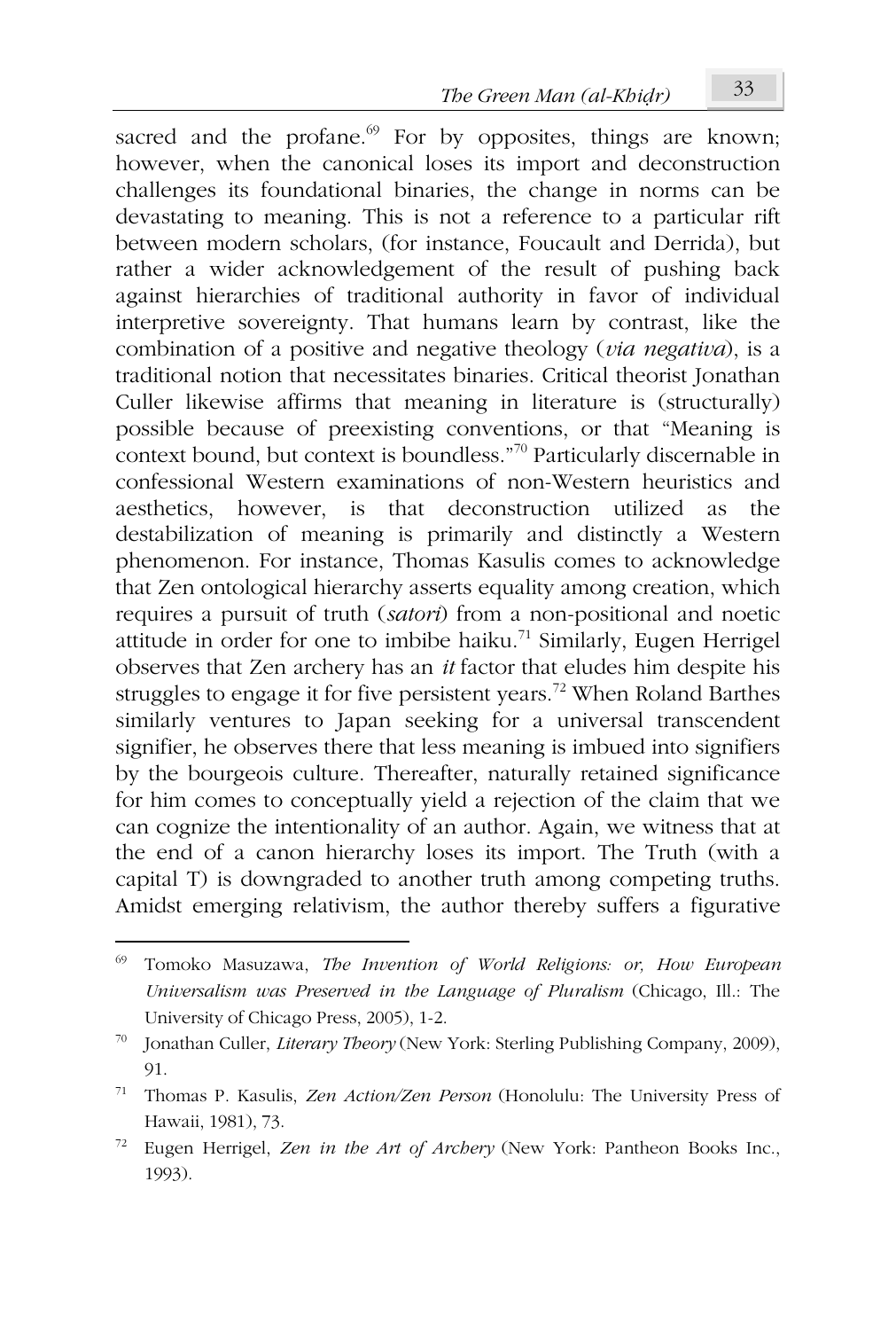sacred and the profane.[69] For by opposites, things are known; however, when the canonical loses its import and deconstruction challenges its foundational binaries, the change in norms can be devastating to meaning. This is not a reference to a particular rift between modern scholars, (for instance, Foucault and Derrida), but rather a wider acknowledgement of the result of pushing back against hierarchies of traditional authority in favor of individual interpretive sovereignty. That humans learn by contrast, like the combination of a positive and negative theology (*via negativa*), is a traditional notion that necessitates binaries. Critical theorist Jonathan Culler likewise affirms that meaning in literature is (structurally) possible because of preexisting conventions, or that "Meaning is context bound, but context is boundless."[70] Particularly discernable in confessional Western examinations of non-Western heuristics and aesthetics, however, is that deconstruction utilized as the destabilization of meaning is primarily and distinctly a Western phenomenon. For instance, Thomas Kasulis comes to acknowledge that Zen ontological hierarchy asserts equality among creation, which requires a pursuit of truth (*satori*) from a non-positional and noetic attitude in order for one to imbibe haiku.[71] Similarly, Eugen Herrigel observes that Zen archery has an *it* factor that eludes him despite his struggles to engage it for five persistent years.[72] When Roland Barthes similarly ventures to Japan seeking for a universal transcendent signifier, he observes there that less meaning is imbued into signifiers by the bourgeois culture. Thereafter, naturally retained significance for him comes to conceptually yield a rejection of the claim that we can cognize the intentionality of an author. Again, we witness that at the end of a canon hierarchy loses its import. The Truth (with a capital T) is downgraded to another truth among competing truths. Amidst emerging relativism, the author thereby suffers a figurative

---

[69] Tomoko Masuzawa, *The Invention of World Religions: or, How European Universalism was Preserved in the Language of Pluralism* (Chicago, Ill.: The University of Chicago Press, 2005), 1-2.

[70] Jonathan Culler, *Literary Theory* (New York: Sterling Publishing Company, 2009), 91.

[71] Thomas P. Kasulis, *Zen Action/Zen Person* (Honolulu: The University Press of Hawaii, 1981), 73.

[72] Eugen Herrigel, *Zen in the Art of Archery* (New York: Pantheon Books Inc., 1993).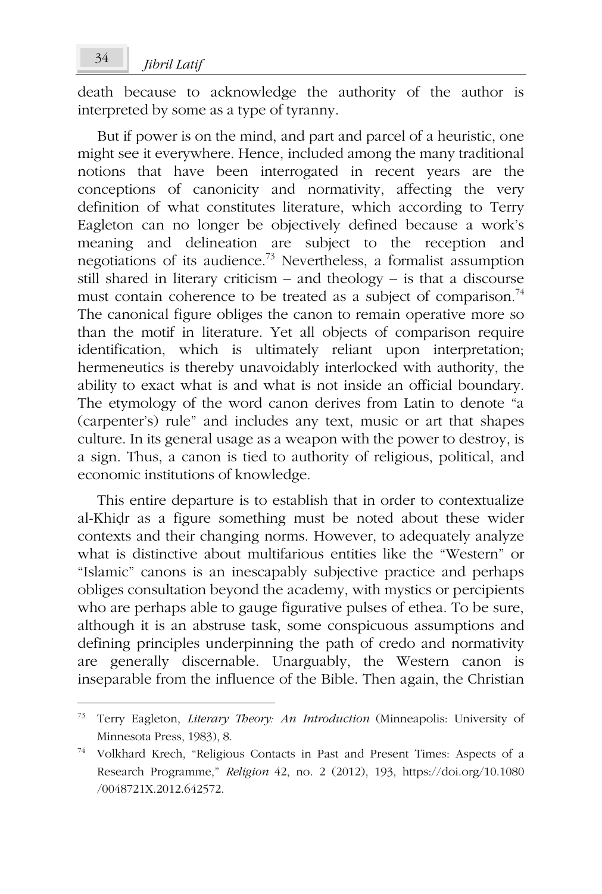death because to acknowledge the authority of the author is interpreted by some as a type of tyranny.

But if power is on the mind, and part and parcel of a heuristic, one might see it everywhere. Hence, included among the many traditional notions that have been interrogated in recent years are the conceptions of canonicity and normativity, affecting the very definition of what constitutes literature, which according to Terry Eagleton can no longer be objectively defined because a work's meaning and delineation are subject to the reception and negotiations of its audience.[73] Nevertheless, a formalist assumption still shared in literary criticism – and theology – is that a discourse must contain coherence to be treated as a subject of comparison.[74] The canonical figure obliges the canon to remain operative more so than the motif in literature. Yet all objects of comparison require identification, which is ultimately reliant upon interpretation; hermeneutics is thereby unavoidably interlocked with authority, the ability to exact what is and what is not inside an official boundary. The etymology of the word canon derives from Latin to denote "a (carpenter's) rule" and includes any text, music or art that shapes culture. In its general usage as a weapon with the power to destroy, is a sign. Thus, a canon is tied to authority of religious, political, and economic institutions of knowledge.

This entire departure is to establish that in order to contextualize al-Khiḍr as a figure something must be noted about these wider contexts and their changing norms. However, to adequately analyze what is distinctive about multifarious entities like the "Western" or "Islamic" canons is an inescapably subjective practice and perhaps obliges consultation beyond the academy, with mystics or percipients who are perhaps able to gauge figurative pulses of ethea. To be sure, although it is an abstruse task, some conspicuous assumptions and defining principles underpinning the path of credo and normativity are generally discernable. Unarguably, the Western canon is inseparable from the influence of the Bible. Then again, the Christian

---

[73] Terry Eagleton, *Literary Theory: An Introduction* (Minneapolis: University of Minnesota Press, 1983), 8.

[74] Volkhard Krech, "Religious Contacts in Past and Present Times: Aspects of a Research Programme," *Religion* 42, no. 2 (2012), 193, https://doi.org/10.1080/0048721X.2012.642572.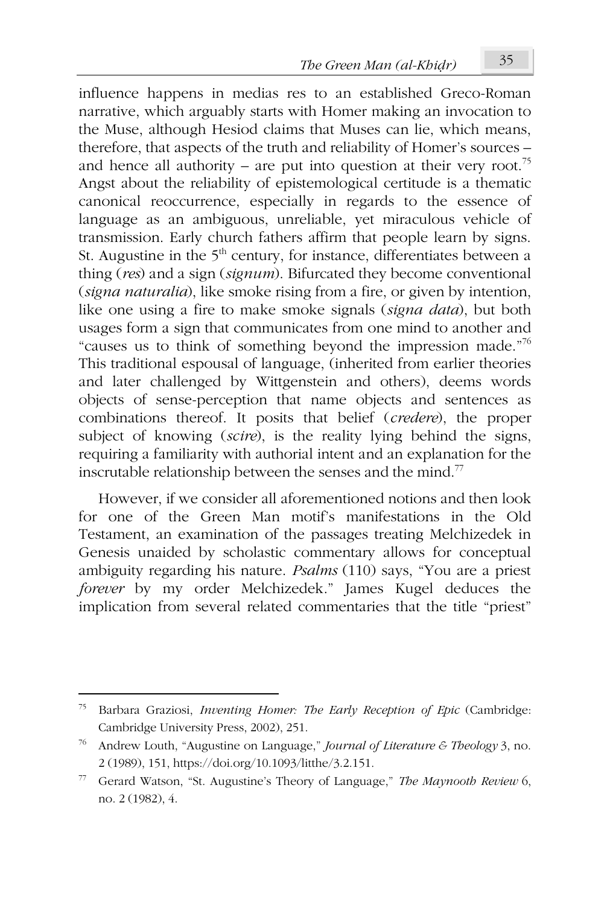influence happens in medias res to an established Greco-Roman narrative, which arguably starts with Homer making an invocation to the Muse, although Hesiod claims that Muses can lie, which means, therefore, that aspects of the truth and reliability of Homer's sources – and hence all authority – are put into question at their very root.[75] Angst about the reliability of epistemological certitude is a thematic canonical reoccurrence, especially in regards to the essence of language as an ambiguous, unreliable, yet miraculous vehicle of transmission. Early church fathers affirm that people learn by signs. St. Augustine in the 5th century, for instance, differentiates between a thing (*res*) and a sign (*signum*). Bifurcated they become conventional (*signa naturalia*), like smoke rising from a fire, or given by intention, like one using a fire to make smoke signals (*signa data*), but both usages form a sign that communicates from one mind to another and "causes us to think of something beyond the impression made."[76] This traditional espousal of language, (inherited from earlier theories and later challenged by Wittgenstein and others), deems words objects of sense-perception that name objects and sentences as combinations thereof. It posits that belief (*credere*), the proper subject of knowing (*scire*), is the reality lying behind the signs, requiring a familiarity with authorial intent and an explanation for the inscrutable relationship between the senses and the mind.[77]

However, if we consider all aforementioned notions and then look for one of the Green Man motif's manifestations in the Old Testament, an examination of the passages treating Melchizedek in Genesis unaided by scholastic commentary allows for conceptual ambiguity regarding his nature. *Psalms* (110) says, "You are a priest *forever* by my order Melchizedek." James Kugel deduces the implication from several related commentaries that the title "priest"

---

[75] Barbara Graziosi, *Inventing Homer: The Early Reception of Epic* (Cambridge: Cambridge University Press, 2002), 251.

[76] Andrew Louth, "Augustine on Language," *Journal of Literature & Theology* 3, no. 2 (1989), 151, https://doi.org/10.1093/litthe/3.2.151.

[77] Gerard Watson, "St. Augustine's Theory of Language," *The Maynooth Review* 6, no. 2 (1982), 4.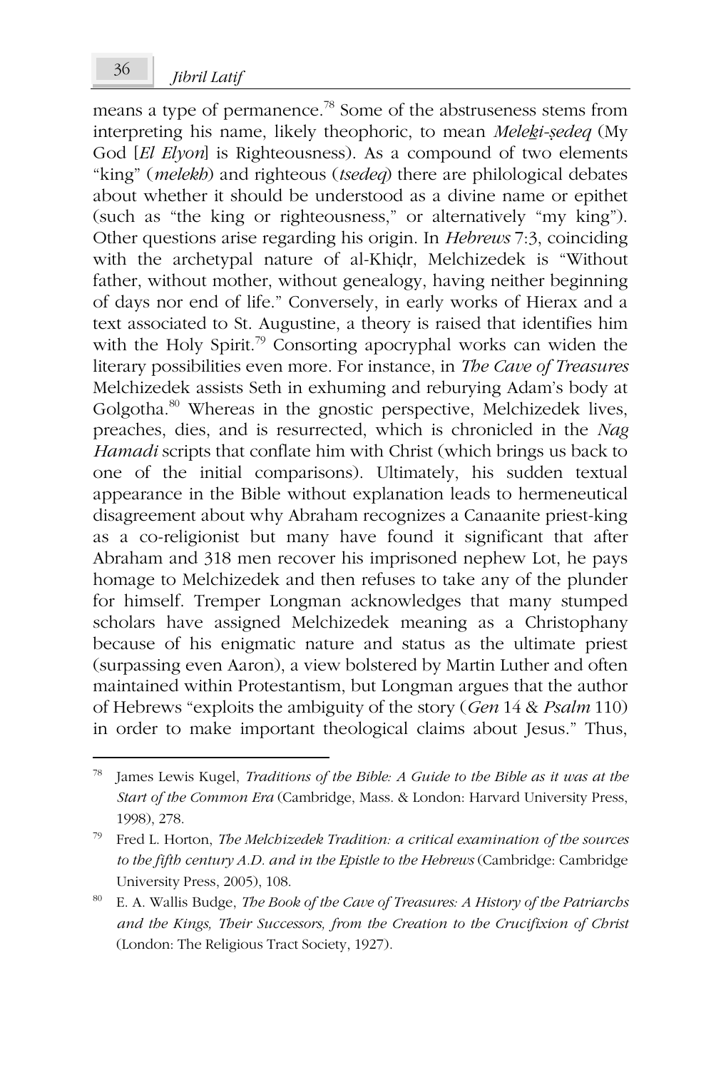means a type of permanence.[78] Some of the abstruseness stems from interpreting his name, likely theophoric, to mean *Meleḵi-ṣedeq* (My God [*El Elyon*] is Righteousness). As a compound of two elements "king" (*melekh*) and righteous (*tsedeq*) there are philological debates about whether it should be understood as a divine name or epithet (such as "the king or righteousness," or alternatively "my king"). Other questions arise regarding his origin. In *Hebrews* 7:3, coinciding with the archetypal nature of al-Khiḍr, Melchizedek is "Without father, without mother, without genealogy, having neither beginning of days nor end of life." Conversely, in early works of Hierax and a text associated to St. Augustine, a theory is raised that identifies him with the Holy Spirit.[79] Consorting apocryphal works can widen the literary possibilities even more. For instance, in *The Cave of Treasures* Melchizedek assists Seth in exhuming and reburying Adam's body at Golgotha.[80] Whereas in the gnostic perspective, Melchizedek lives, preaches, dies, and is resurrected, which is chronicled in the *Nag Hamadi* scripts that conflate him with Christ (which brings us back to one of the initial comparisons). Ultimately, his sudden textual appearance in the Bible without explanation leads to hermeneutical disagreement about why Abraham recognizes a Canaanite priest-king as a co-religionist but many have found it significant that after Abraham and 318 men recover his imprisoned nephew Lot, he pays homage to Melchizedek and then refuses to take any of the plunder for himself. Tremper Longman acknowledges that many stumped scholars have assigned Melchizedek meaning as a Christophany because of his enigmatic nature and status as the ultimate priest (surpassing even Aaron), a view bolstered by Martin Luther and often maintained within Protestantism, but Longman argues that the author of Hebrews "exploits the ambiguity of the story (*Gen* 14 & *Psalm* 110) in order to make important theological claims about Jesus." Thus,

---

[78] James Lewis Kugel, *Traditions of the Bible: A Guide to the Bible as it was at the Start of the Common Era* (Cambridge, Mass. & London: Harvard University Press, 1998), 278.

[79] Fred L. Horton, *The Melchizedek Tradition: a critical examination of the sources to the fifth century A.D. and in the Epistle to the Hebrews* (Cambridge: Cambridge University Press, 2005), 108.

[80] E. A. Wallis Budge, *The Book of the Cave of Treasures: A History of the Patriarchs and the Kings, Their Successors, from the Creation to the Crucifixion of Christ* (London: The Religious Tract Society, 1927).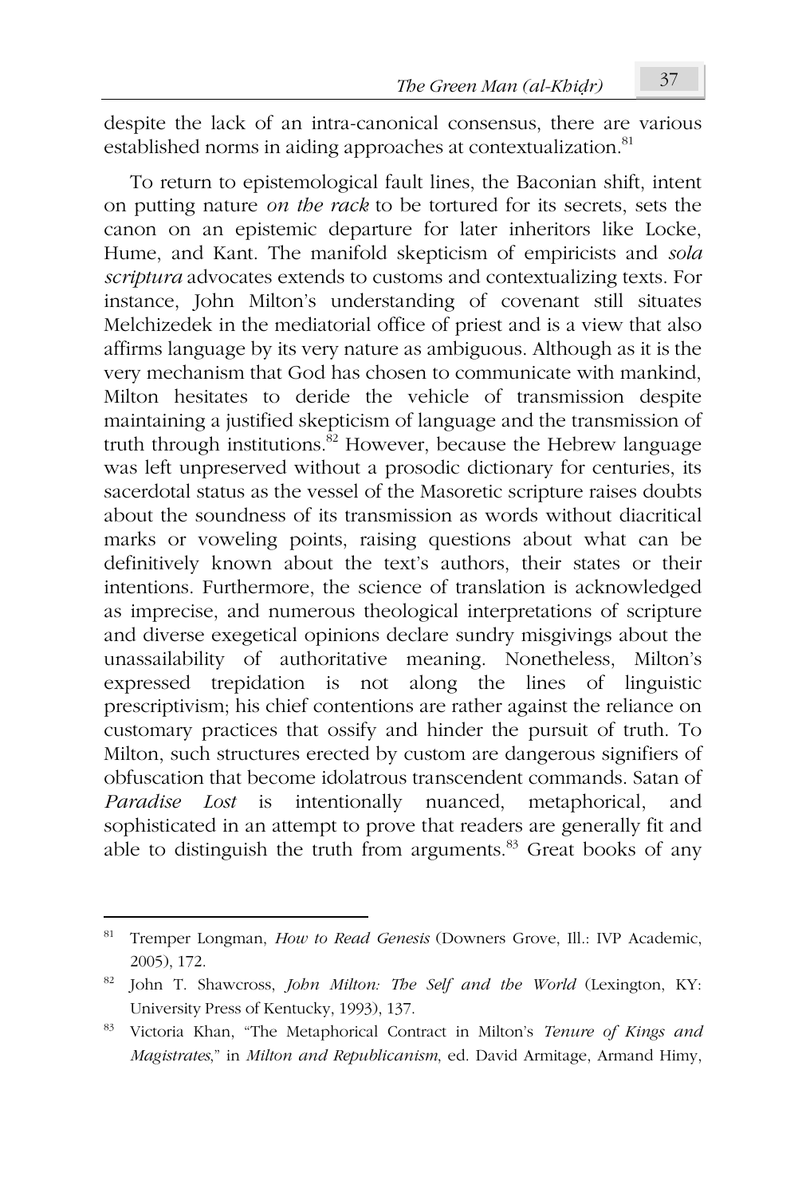despite the lack of an intra-canonical consensus, there are various established norms in aiding approaches at contextualization.[81]

To return to epistemological fault lines, the Baconian shift, intent on putting nature *on the rack* to be tortured for its secrets, sets the canon on an epistemic departure for later inheritors like Locke, Hume, and Kant. The manifold skepticism of empiricists and *sola scriptura* advocates extends to customs and contextualizing texts. For instance, John Milton's understanding of covenant still situates Melchizedek in the mediatorial office of priest and is a view that also affirms language by its very nature as ambiguous. Although as it is the very mechanism that God has chosen to communicate with mankind, Milton hesitates to deride the vehicle of transmission despite maintaining a justified skepticism of language and the transmission of truth through institutions.[82] However, because the Hebrew language was left unpreserved without a prosodic dictionary for centuries, its sacerdotal status as the vessel of the Masoretic scripture raises doubts about the soundness of its transmission as words without diacritical marks or voweling points, raising questions about what can be definitively known about the text's authors, their states or their intentions. Furthermore, the science of translation is acknowledged as imprecise, and numerous theological interpretations of scripture and diverse exegetical opinions declare sundry misgivings about the unassailability of authoritative meaning. Nonetheless, Milton's expressed trepidation is not along the lines of linguistic prescriptivism; his chief contentions are rather against the reliance on customary practices that ossify and hinder the pursuit of truth. To Milton, such structures erected by custom are dangerous signifiers of obfuscation that become idolatrous transcendent commands. Satan of *Paradise Lost* is intentionally nuanced, metaphorical, and sophisticated in an attempt to prove that readers are generally fit and able to distinguish the truth from arguments.[83] Great books of any

---

[81] Tremper Longman, *How to Read Genesis* (Downers Grove, Ill.: IVP Academic, 2005), 172.

[82] John T. Shawcross, *John Milton: The Self and the World* (Lexington, KY: University Press of Kentucky, 1993), 137.

[83] Victoria Khan, "The Metaphorical Contract in Milton's *Tenure of Kings and Magistrates*," in *Milton and Republicanism*, ed. David Armitage, Armand Himy,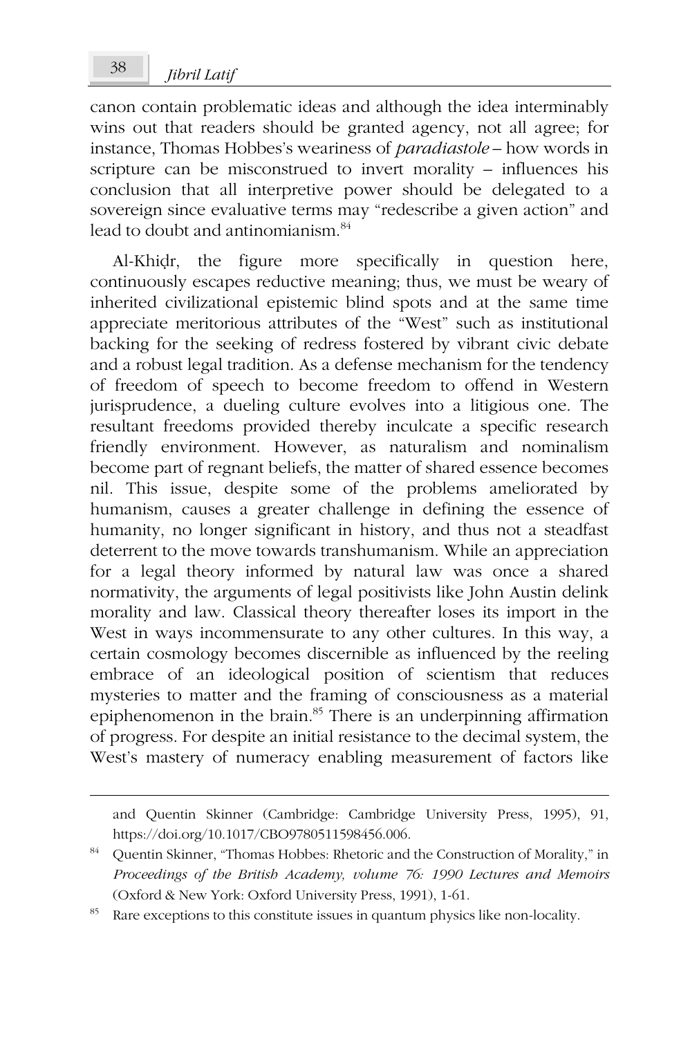canon contain problematic ideas and although the idea interminably wins out that readers should be granted agency, not all agree; for instance, Thomas Hobbes's weariness of *paradiastole* – how words in scripture can be misconstrued to invert morality – influences his conclusion that all interpretive power should be delegated to a sovereign since evaluative terms may "redescribe a given action" and lead to doubt and antinomianism.[84]

Al-Khiḍr, the figure more specifically in question here, continuously escapes reductive meaning; thus, we must be weary of inherited civilizational epistemic blind spots and at the same time appreciate meritorious attributes of the "West" such as institutional backing for the seeking of redress fostered by vibrant civic debate and a robust legal tradition. As a defense mechanism for the tendency of freedom of speech to become freedom to offend in Western jurisprudence, a dueling culture evolves into a litigious one. The resultant freedoms provided thereby inculcate a specific research friendly environment. However, as naturalism and nominalism become part of regnant beliefs, the matter of shared essence becomes nil. This issue, despite some of the problems ameliorated by humanism, causes a greater challenge in defining the essence of humanity, no longer significant in history, and thus not a steadfast deterrent to the move towards transhumanism. While an appreciation for a legal theory informed by natural law was once a shared normativity, the arguments of legal positivists like John Austin delink morality and law. Classical theory thereafter loses its import in the West in ways incommensurate to any other cultures. In this way, a certain cosmology becomes discernible as influenced by the reeling embrace of an ideological position of scientism that reduces mysteries to matter and the framing of consciousness as a material epiphenomenon in the brain.[85] There is an underpinning affirmation of progress. For despite an initial resistance to the decimal system, the West's mastery of numeracy enabling measurement of factors like

---

and Quentin Skinner (Cambridge: Cambridge University Press, 1995), 91, https://doi.org/10.1017/CBO9780511598456.006.

[84] Quentin Skinner, "Thomas Hobbes: Rhetoric and the Construction of Morality," in *Proceedings of the British Academy, volume 76: 1990 Lectures and Memoirs* (Oxford & New York: Oxford University Press, 1991), 1-61.

[85] Rare exceptions to this constitute issues in quantum physics like non-locality.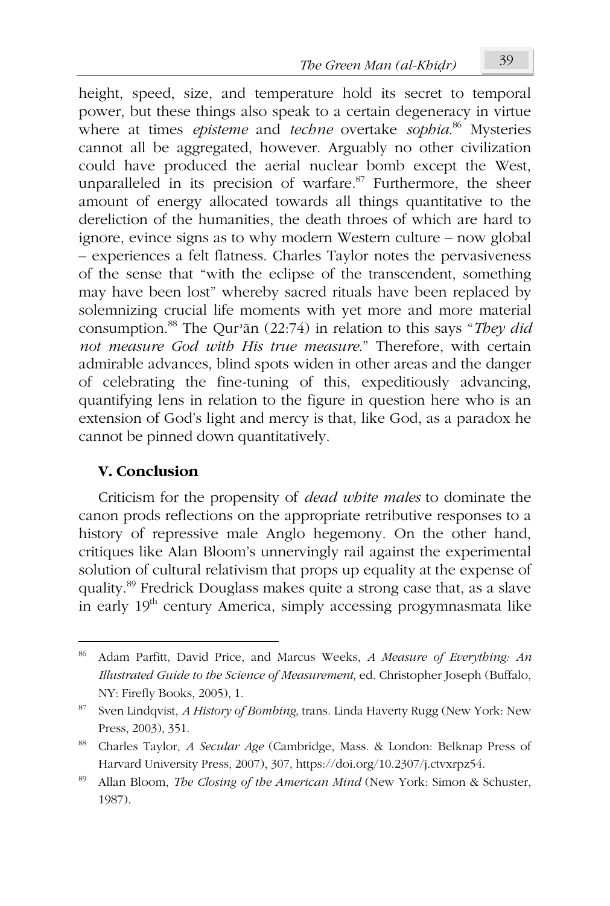height, speed, size, and temperature hold its secret to temporal power, but these things also speak to a certain degeneracy in virtue where at times *episteme* and *techne* overtake *sophia*.[86] Mysteries cannot all be aggregated, however. Arguably no other civilization could have produced the aerial nuclear bomb except the West, unparalleled in its precision of warfare.[87] Furthermore, the sheer amount of energy allocated towards all things quantitative to the dereliction of the humanities, the death throes of which are hard to ignore, evince signs as to why modern Western culture – now global – experiences a felt flatness. Charles Taylor notes the pervasiveness of the sense that "with the eclipse of the transcendent, something may have been lost" whereby sacred rituals have been replaced by solemnizing crucial life moments with yet more and more material consumption.[88] The Qurʾān (22:74) in relation to this says "*They did not measure God with His true measure*." Therefore, with certain admirable advances, blind spots widen in other areas and the danger of celebrating the fine-tuning of this, expeditiously advancing, quantifying lens in relation to the figure in question here who is an extension of God's light and mercy is that, like God, as a paradox he cannot be pinned down quantitatively.

## V. Conclusion

Criticism for the propensity of *dead white males* to dominate the canon prods reflections on the appropriate retributive responses to a history of repressive male Anglo hegemony. On the other hand, critiques like Alan Bloom's unnervingly rail against the experimental solution of cultural relativism that props up equality at the expense of quality.[89] Fredrick Douglass makes quite a strong case that, as a slave in early 19th century America, simply accessing progymnasmata like

---

[86] Adam Parfitt, David Price, and Marcus Weeks, *A Measure of Everything: An Illustrated Guide to the Science of Measurement*, ed. Christopher Joseph (Buffalo, NY: Firefly Books, 2005), 1.

[87] Sven Lindqvist, *A History of Bombing*, trans. Linda Haverty Rugg (New York: New Press, 2003), 351.

[88] Charles Taylor, *A Secular Age* (Cambridge, Mass. & London: Belknap Press of Harvard University Press, 2007), 307, https://doi.org/10.2307/j.ctvxrpz54.

[89] Allan Bloom, *The Closing of the American Mind* (New York: Simon & Schuster, 1987).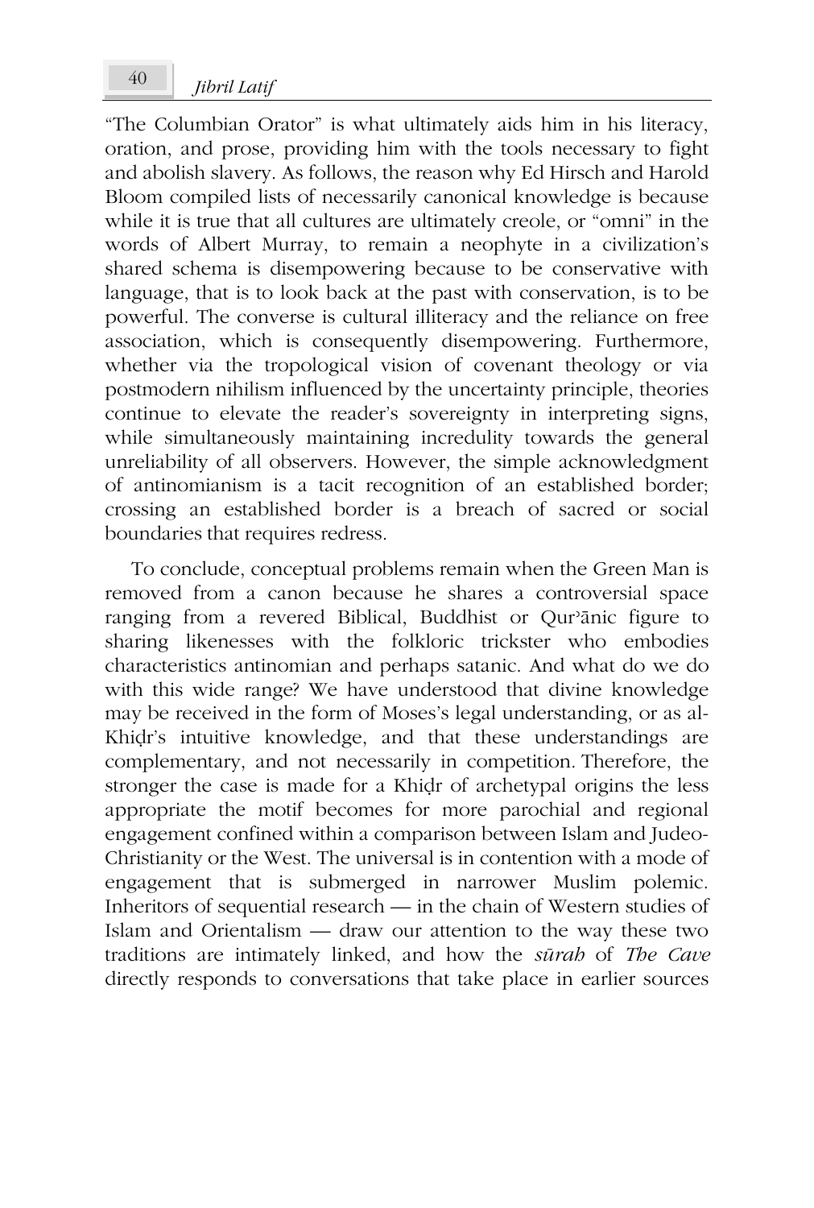"The Columbian Orator" is what ultimately aids him in his literacy, oration, and prose, providing him with the tools necessary to fight and abolish slavery. As follows, the reason why Ed Hirsch and Harold Bloom compiled lists of necessarily canonical knowledge is because while it is true that all cultures are ultimately creole, or "omni" in the words of Albert Murray, to remain a neophyte in a civilization's shared schema is disempowering because to be conservative with language, that is to look back at the past with conservation, is to be powerful. The converse is cultural illiteracy and the reliance on free association, which is consequently disempowering. Furthermore, whether via the tropological vision of covenant theology or via postmodern nihilism influenced by the uncertainty principle, theories continue to elevate the reader's sovereignty in interpreting signs, while simultaneously maintaining incredulity towards the general unreliability of all observers. However, the simple acknowledgment of antinomianism is a tacit recognition of an established border; crossing an established border is a breach of sacred or social boundaries that requires redress.

To conclude, conceptual problems remain when the Green Man is removed from a canon because he shares a controversial space ranging from a revered Biblical, Buddhist or Qurʾānic figure to sharing likenesses with the folkloric trickster who embodies characteristics antinomian and perhaps satanic. And what do we do with this wide range? We have understood that divine knowledge may be received in the form of Moses's legal understanding, or as al-Khiḍr's intuitive knowledge, and that these understandings are complementary, and not necessarily in competition. Therefore, the stronger the case is made for a Khiḍr of archetypal origins the less appropriate the motif becomes for more parochial and regional engagement confined within a comparison between Islam and Judeo-Christianity or the West. The universal is in contention with a mode of engagement that is submerged in narrower Muslim polemic. Inheritors of sequential research — in the chain of Western studies of Islam and Orientalism — draw our attention to the way these two traditions are intimately linked, and how the *sūrah* of *The Cave* directly responds to conversations that take place in earlier sources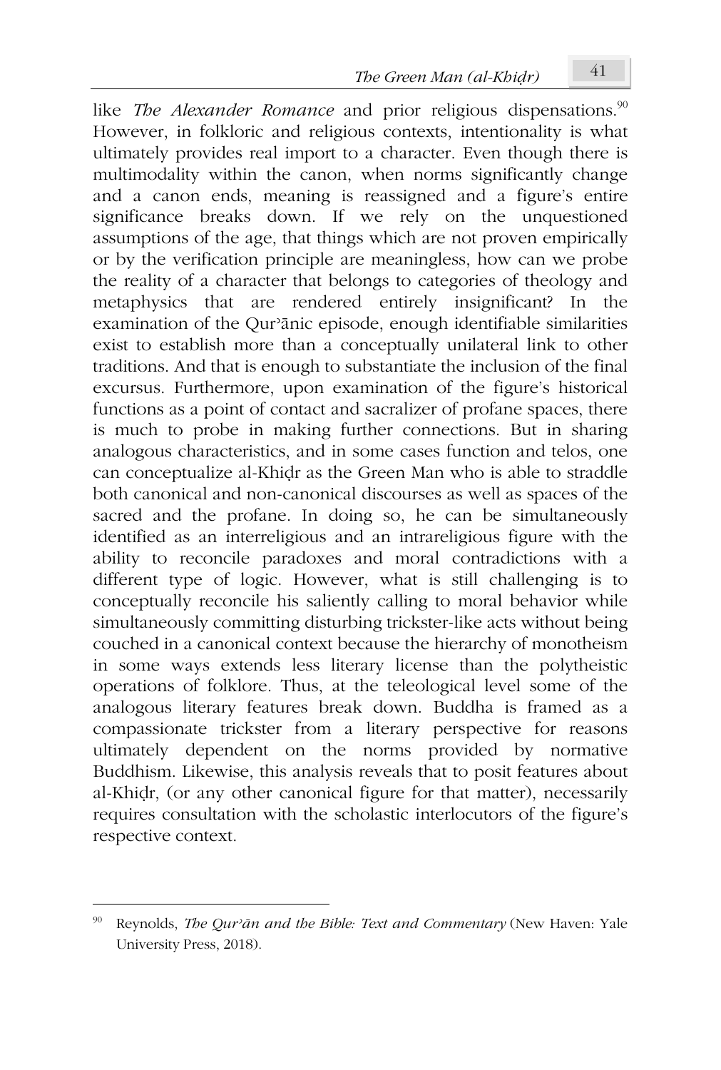like *The Alexander Romance* and prior religious dispensations.[90] However, in folkloric and religious contexts, intentionality is what ultimately provides real import to a character. Even though there is multimodality within the canon, when norms significantly change and a canon ends, meaning is reassigned and a figure's entire significance breaks down. If we rely on the unquestioned assumptions of the age, that things which are not proven empirically or by the verification principle are meaningless, how can we probe the reality of a character that belongs to categories of theology and metaphysics that are rendered entirely insignificant? In the examination of the Qurʾānic episode, enough identifiable similarities exist to establish more than a conceptually unilateral link to other traditions. And that is enough to substantiate the inclusion of the final excursus. Furthermore, upon examination of the figure's historical functions as a point of contact and sacralizer of profane spaces, there is much to probe in making further connections. But in sharing analogous characteristics, and in some cases function and telos, one can conceptualize al-Khiḍr as the Green Man who is able to straddle both canonical and non-canonical discourses as well as spaces of the sacred and the profane. In doing so, he can be simultaneously identified as an interreligious and an intrareligious figure with the ability to reconcile paradoxes and moral contradictions with a different type of logic. However, what is still challenging is to conceptually reconcile his saliently calling to moral behavior while simultaneously committing disturbing trickster-like acts without being couched in a canonical context because the hierarchy of monotheism in some ways extends less literary license than the polytheistic operations of folklore. Thus, at the teleological level some of the analogous literary features break down. Buddha is framed as a compassionate trickster from a literary perspective for reasons ultimately dependent on the norms provided by normative Buddhism. Likewise, this analysis reveals that to posit features about al-Khiḍr, (or any other canonical figure for that matter), necessarily requires consultation with the scholastic interlocutors of the figure's respective context.

---

[90] Reynolds, *The Qurʾān and the Bible: Text and Commentary* (New Haven: Yale University Press, 2018).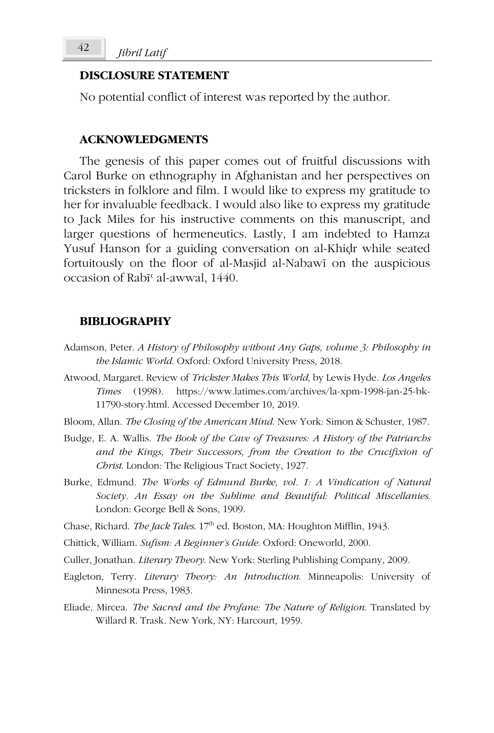## DISCLOSURE STATEMENT

No potential conflict of interest was reported by the author.

## ACKNOWLEDGMENTS

The genesis of this paper comes out of fruitful discussions with Carol Burke on ethnography in Afghanistan and her perspectives on tricksters in folklore and film. I would like to express my gratitude to her for invaluable feedback. I would also like to express my gratitude to Jack Miles for his instructive comments on this manuscript, and larger questions of hermeneutics. Lastly, I am indebted to Hamza Yusuf Hanson for a guiding conversation on al-Khiḍr while seated fortuitously on the floor of al-Masjid al-Nabawī on the auspicious occasion of Rabīᶜ al-awwal, 1440.

## BIBLIOGRAPHY

Adamson, Peter. *A History of Philosophy without Any Gaps, volume 3: Philosophy in the Islamic World*. Oxford: Oxford University Press, 2018.

Atwood, Margaret. Review of *Trickster Makes This World*, by Lewis Hyde. *Los Angeles Times* (1998). https://www.latimes.com/archives/la-xpm-1998-jan-25-bk-11790-story.html. Accessed December 10, 2019.

Bloom, Allan. *The Closing of the American Mind*. New York: Simon & Schuster, 1987.

Budge, E. A. Wallis. *The Book of the Cave of Treasures: A History of the Patriarchs and the Kings, Their Successors, from the Creation to the Crucifixion of Christ*. London: The Religious Tract Society, 1927.

Burke, Edmund. *The Works of Edmund Burke, vol. 1: A Vindication of Natural Society. An Essay on the Sublime and Beautiful: Political Miscellanies*. London: George Bell & Sons, 1909.

Chase, Richard. *The Jack Tales*. 17th ed. Boston, MA: Houghton Mifflin, 1943.

Chittick, William. *Sufism: A Beginner's Guide*. Oxford: Oneworld, 2000.

Culler, Jonathan. *Literary Theory*. New York: Sterling Publishing Company, 2009.

Eagleton, Terry. *Literary Theory: An Introduction*. Minneapolis: University of Minnesota Press, 1983.

Eliade, Mircea. *The Sacred and the Profane: The Nature of Religion*. Translated by Willard R. Trask. New York, NY: Harcourt, 1959.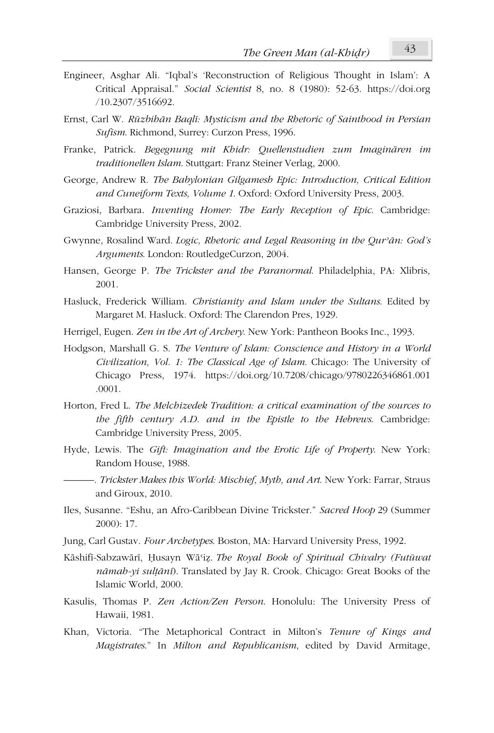Engineer, Asghar Ali. "Iqbal's 'Reconstruction of Religious Thought in Islam': A Critical Appraisal." *Social Scientist* 8, no. 8 (1980): 52-63. https://doi.org/10.2307/3516692.

Ernst, Carl W. *Rūzbihān Baqlī: Mysticism and the Rhetoric of Sainthood in Persian Sufism*. Richmond, Surrey: Curzon Press, 1996.

Franke, Patrick. *Begegnung mit Khidr: Quellenstudien zum Imaginären im traditionellen Islam*. Stuttgart: Franz Steiner Verlag, 2000.

George, Andrew R. *The Babylonian Gilgamesh Epic: Introduction, Critical Edition and Cuneiform Texts, Volume 1*. Oxford: Oxford University Press, 2003.

Graziosi, Barbara. *Inventing Homer: The Early Reception of Epic*. Cambridge: Cambridge University Press, 2002.

Gwynne, Rosalind Ward. *Logic, Rhetoric and Legal Reasoning in the Qur'ān: God's Arguments*. London: RoutledgeCurzon, 2004.

Hansen, George P. *The Trickster and the Paranormal*. Philadelphia, PA: Xlibris, 2001.

Hasluck, Frederick William. *Christianity and Islam under the Sultans*. Edited by Margaret M. Hasluck. Oxford: The Clarendon Pres, 1929.

Herrigel, Eugen. *Zen in the Art of Archery*. New York: Pantheon Books Inc., 1993.

Hodgson, Marshall G. S. *The Venture of Islam: Conscience and History in a World Civilization, Vol. 1: The Classical Age of Islam*. Chicago: The University of Chicago Press, 1974. https://doi.org/10.7208/chicago/9780226346861.001.0001.

Horton, Fred L. *The Melchizedek Tradition: a critical examination of the sources to the fifth century A.D. and in the Epistle to the Hebrews*. Cambridge: Cambridge University Press, 2005.

Hyde, Lewis. The *Gift: Imagination and the Erotic Life of Property*. New York: Random House, 1988.

———. *Trickster Makes this World: Mischief, Myth, and Art*. New York: Farrar, Straus and Giroux, 2010.

Iles, Susanne. "Eshu, an Afro-Caribbean Divine Trickster." *Sacred Hoop* 29 (Summer 2000): 17.

Jung, Carl Gustav. *Four Archetypes*. Boston, MA: Harvard University Press, 1992.

Kāshifī-Sabzawārī, Ḥusayn Wāʿiẓ. *The Royal Book of Spiritual Chivalry (Futūwat nāmah-yi sulṭānī)*. Translated by Jay R. Crook. Chicago: Great Books of the Islamic World, 2000.

Kasulis, Thomas P. *Zen Action/Zen Person*. Honolulu: The University Press of Hawaii, 1981.

Khan, Victoria. "The Metaphorical Contract in Milton's *Tenure of Kings and Magistrates*." In *Milton and Republicanism*, edited by David Armitage,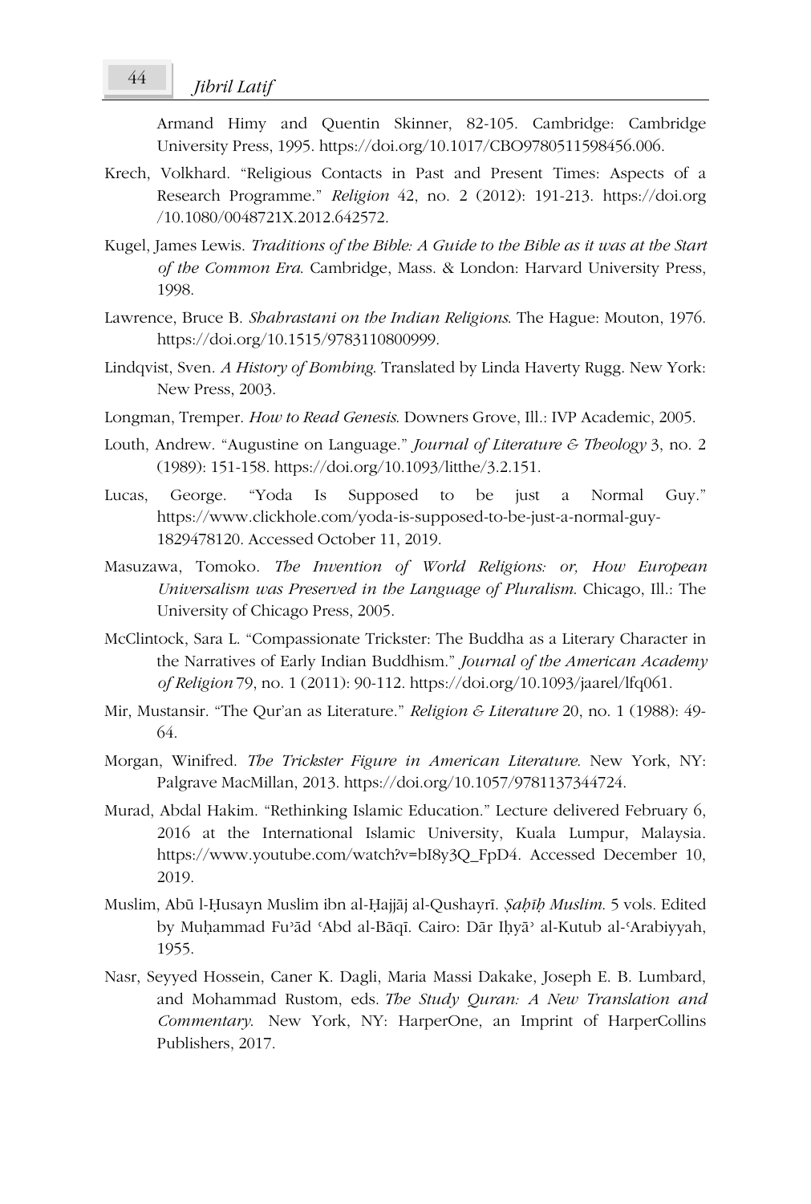Armand Himy and Quentin Skinner, 82-105. Cambridge: Cambridge University Press, 1995. https://doi.org/10.1017/CBO9780511598456.006.

Krech, Volkhard. "Religious Contacts in Past and Present Times: Aspects of a Research Programme." *Religion* 42, no. 2 (2012): 191-213. https://doi.org/10.1080/0048721X.2012.642572.

Kugel, James Lewis. *Traditions of the Bible: A Guide to the Bible as it was at the Start of the Common Era*. Cambridge, Mass. & London: Harvard University Press, 1998.

Lawrence, Bruce B. *Shahrastani on the Indian Religions*. The Hague: Mouton, 1976. https://doi.org/10.1515/9783110800999.

Lindqvist, Sven. *A History of Bombing*. Translated by Linda Haverty Rugg. New York: New Press, 2003.

Longman, Tremper. *How to Read Genesis*. Downers Grove, Ill.: IVP Academic, 2005.

Louth, Andrew. "Augustine on Language." *Journal of Literature & Theology* 3, no. 2 (1989): 151-158. https://doi.org/10.1093/litthe/3.2.151.

Lucas, George. "Yoda Is Supposed to be just a Normal Guy." https://www.clickhole.com/yoda-is-supposed-to-be-just-a-normal-guy-1829478120. Accessed October 11, 2019.

Masuzawa, Tomoko. *The Invention of World Religions: or, How European Universalism was Preserved in the Language of Pluralism*. Chicago, Ill.: The University of Chicago Press, 2005.

McClintock, Sara L. "Compassionate Trickster: The Buddha as a Literary Character in the Narratives of Early Indian Buddhism." *Journal of the American Academy of Religion* 79, no. 1 (2011): 90-112. https://doi.org/10.1093/jaarel/lfq061.

Mir, Mustansir. "The Qur'an as Literature." *Religion & Literature* 20, no. 1 (1988): 49-64.

Morgan, Winifred. *The Trickster Figure in American Literature*. New York, NY: Palgrave MacMillan, 2013. https://doi.org/10.1057/9781137344724.

Murad, Abdal Hakim. "Rethinking Islamic Education." Lecture delivered February 6, 2016 at the International Islamic University, Kuala Lumpur, Malaysia. https://www.youtube.com/watch?v=bI8y3Q_FpD4. Accessed December 10, 2019.

Muslim, Abū l-Ḥusayn Muslim ibn al-Ḥajjāj al-Qushayrī. *Ṣaḥīḥ Muslim*. 5 vols. Edited by Muḥammad Fuʾād ʿAbd al-Bāqī. Cairo: Dār Iḥyāʾ al-Kutub al-ʿArabiyyah, 1955.

Nasr, Seyyed Hossein, Caner K. Dagli, Maria Massi Dakake, Joseph E. B. Lumbard, and Mohammad Rustom, eds. *The Study Quran: A New Translation and Commentary*. New York, NY: HarperOne, an Imprint of HarperCollins Publishers, 2017.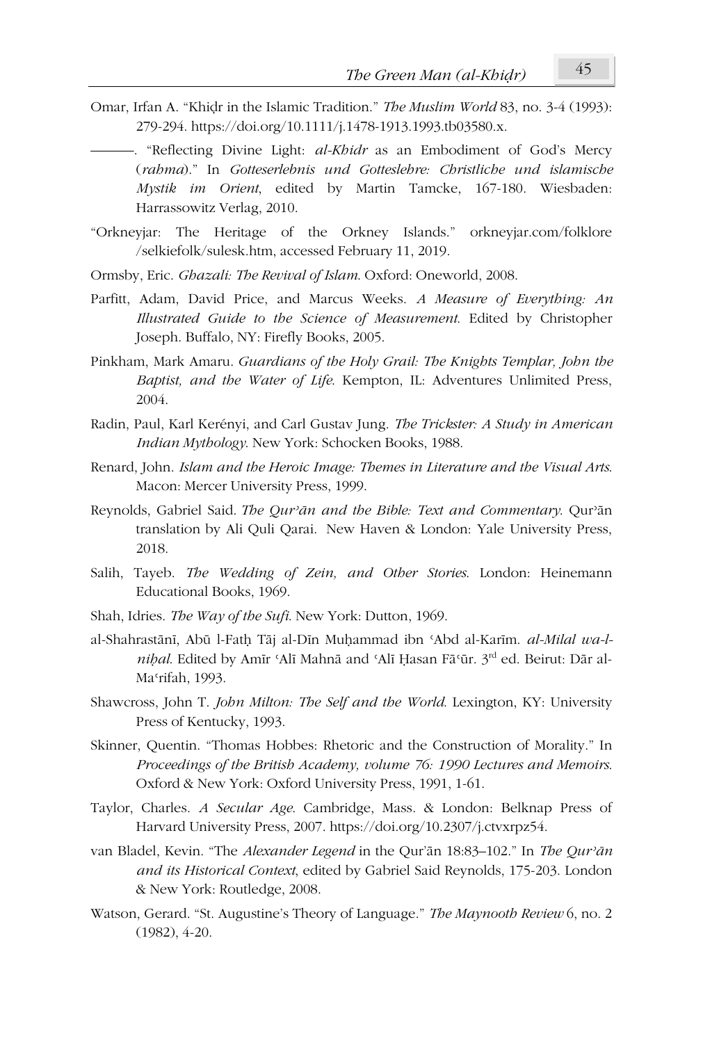Omar, Irfan A. “Khiḍr in the Islamic Tradition.” *The Muslim World* 83, no. 3-4 (1993): 279-294. https://doi.org/10.1111/j.1478-1913.1993.tb03580.x.

———. “Reflecting Divine Light: *al-Khidr* as an Embodiment of God’s Mercy (*rahma*).” In *Gotteserlebnis und Gotteslehre: Christliche und islamische Mystik im Orient*, edited by Martin Tamcke, 167-180. Wiesbaden: Harrassowitz Verlag, 2010.

“Orkneyjar: The Heritage of the Orkney Islands.” orkneyjar.com/folklore/selkiefolk/sulesk.htm, accessed February 11, 2019.

Ormsby, Eric. *Ghazali: The Revival of Islam*. Oxford: Oneworld, 2008.

Parfitt, Adam, David Price, and Marcus Weeks. *A Measure of Everything: An Illustrated Guide to the Science of Measurement*. Edited by Christopher Joseph. Buffalo, NY: Firefly Books, 2005.

Pinkham, Mark Amaru. *Guardians of the Holy Grail: The Knights Templar, John the Baptist, and the Water of Life*. Kempton, IL: Adventures Unlimited Press, 2004.

Radin, Paul, Karl Kerényi, and Carl Gustav Jung. *The Trickster: A Study in American Indian Mythology*. New York: Schocken Books, 1988.

Renard, John. *Islam and the Heroic Image: Themes in Literature and the Visual Arts*. Macon: Mercer University Press, 1999.

Reynolds, Gabriel Said. *The Qurʾān and the Bible: Text and Commentary*. Qurʾān translation by Ali Quli Qarai. New Haven & London: Yale University Press, 2018.

Salih, Tayeb. *The Wedding of Zein, and Other Stories*. London: Heinemann Educational Books, 1969.

Shah, Idries. *The Way of the Sufi*. New York: Dutton, 1969.

al-Shahrastānī, Abū l-Fatḥ Tāj al-Dīn Muḥammad ibn ʿAbd al-Karīm. *al-Milal wa-l-niḥal*. Edited by Amīr ʿAlī Mahnā and ʿAlī Ḥasan Fāʿūr. 3rd ed. Beirut: Dār al-Maʿrifah, 1993.

Shawcross, John T. *John Milton: The Self and the World*. Lexington, KY: University Press of Kentucky, 1993.

Skinner, Quentin. “Thomas Hobbes: Rhetoric and the Construction of Morality.” In *Proceedings of the British Academy, volume 76: 1990 Lectures and Memoirs*. Oxford & New York: Oxford University Press, 1991, 1-61.

Taylor, Charles. *A Secular Age*. Cambridge, Mass. & London: Belknap Press of Harvard University Press, 2007. https://doi.org/10.2307/j.ctvxrpz54.

van Bladel, Kevin. “The *Alexander Legend* in the Qurʾān 18:83–102.” In *The Qurʾān and its Historical Context*, edited by Gabriel Said Reynolds, 175-203. London & New York: Routledge, 2008.

Watson, Gerard. “St. Augustine’s Theory of Language.” *The Maynooth Review* 6, no. 2 (1982), 4-20.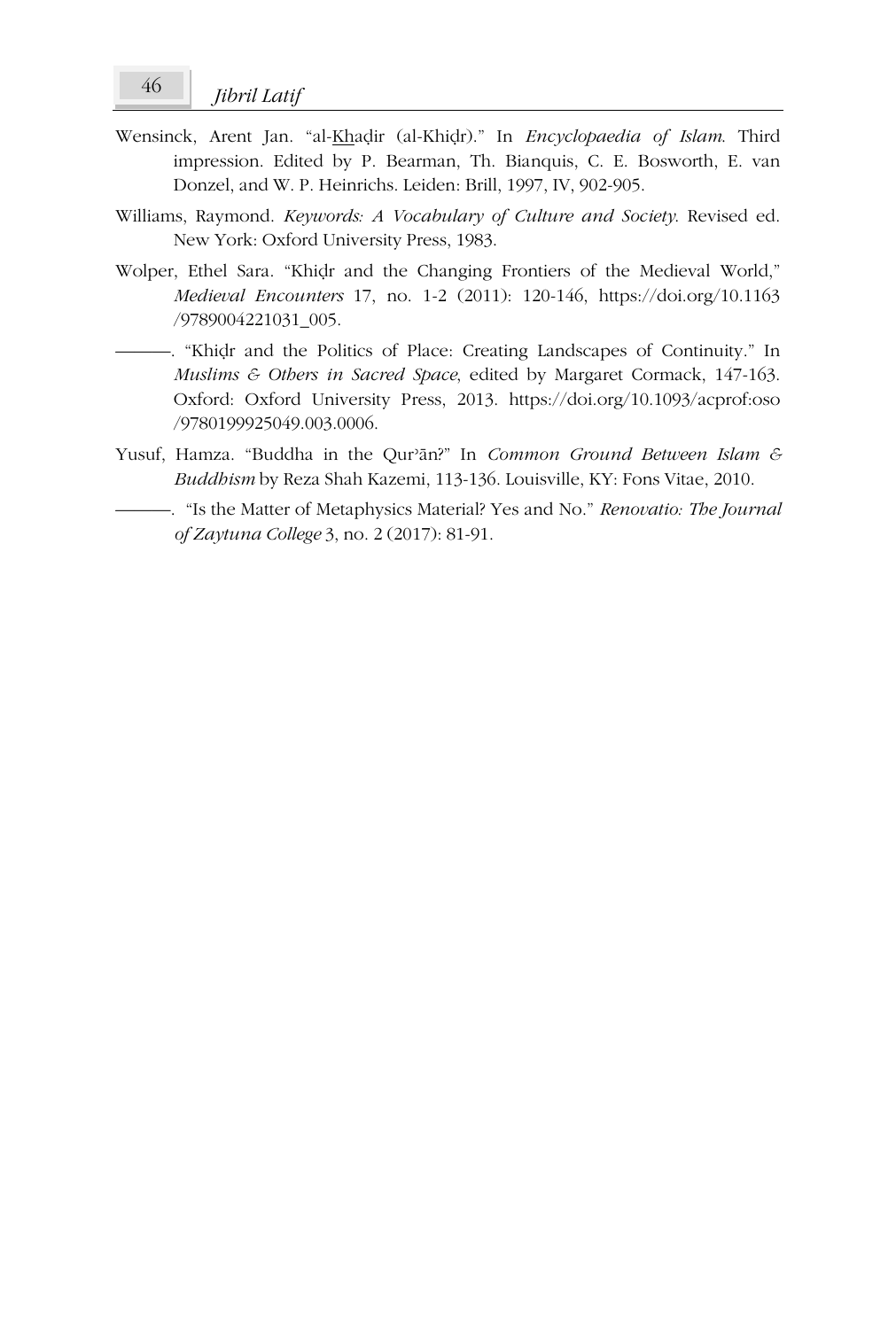Wensinck, Arent Jan. "al-Khaḍir (al-Khiḍr)." In *Encyclopaedia of Islam*. Third impression. Edited by P. Bearman, Th. Bianquis, C. E. Bosworth, E. van Donzel, and W. P. Heinrichs. Leiden: Brill, 1997, IV, 902-905.

Williams, Raymond. *Keywords: A Vocabulary of Culture and Society*. Revised ed. New York: Oxford University Press, 1983.

Wolper, Ethel Sara. "Khiḍr and the Changing Frontiers of the Medieval World," *Medieval Encounters* 17, no. 1-2 (2011): 120-146, https://doi.org/10.1163/9789004221031_005.

———. "Khiḍr and the Politics of Place: Creating Landscapes of Continuity." In *Muslims & Others in Sacred Space*, edited by Margaret Cormack, 147-163. Oxford: Oxford University Press, 2013. https://doi.org/10.1093/acprof:oso/9780199925049.003.0006.

Yusuf, Hamza. "Buddha in the Qur'ān?" In *Common Ground Between Islam & Buddhism* by Reza Shah Kazemi, 113-136. Louisville, KY: Fons Vitae, 2010.

———. "Is the Matter of Metaphysics Material? Yes and No." *Renovatio: The Journal of Zaytuna College* 3, no. 2 (2017): 81-91.